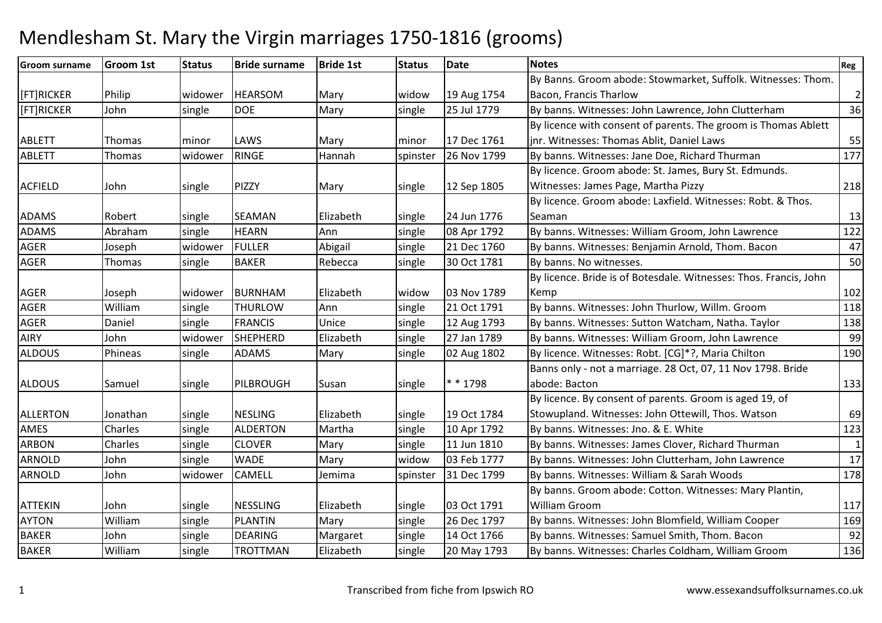# Mendlesham St. Mary the Virgin marriages 1750-1816 (grooms)

| Groom surname | Groom 1st | Status | Bride surname | Bride 1st | Status | Date | Notes | Reg |
|---|---|---|---|---|---|---|---|---|
| [FT]RICKER | Philip | widower | HEARSOM | Mary | widow | 19 Aug 1754 | By Banns. Groom abode: Stowmarket, Suffolk. Witnesses: Thom. Bacon, Francis Tharlow | 2 |
| [FT]RICKER | John | single | DOE | Mary | single | 25 Jul 1779 | By banns. Witnesses: John Lawrence, John Clutterham | 36 |
| ABLETT | Thomas | minor | LAWS | Mary | minor | 17 Dec 1761 | By licence with consent of parents. The groom is Thomas Ablett jnr. Witnesses: Thomas Ablit, Daniel Laws | 55 |
| ABLETT | Thomas | widower | RINGE | Hannah | spinster | 26 Nov 1799 | By banns. Witnesses: Jane Doe, Richard Thurman | 177 |
| ACFIELD | John | single | PIZZY | Mary | single | 12 Sep 1805 | By licence. Groom abode: St. James, Bury St. Edmunds. Witnesses: James Page, Martha Pizzy | 218 |
| ADAMS | Robert | single | SEAMAN | Elizabeth | single | 24 Jun 1776 | By licence. Groom abode: Laxfield. Witnesses: Robt. & Thos. Seaman | 13 |
| ADAMS | Abraham | single | HEARN | Ann | single | 08 Apr 1792 | By banns. Witnesses: William Groom, John Lawrence | 122 |
| AGER | Joseph | widower | FULLER | Abigail | single | 21 Dec 1760 | By banns. Witnesses: Benjamin Arnold, Thom. Bacon | 47 |
| AGER | Thomas | single | BAKER | Rebecca | single | 30 Oct 1781 | By banns. No witnesses. | 50 |
| AGER | Joseph | widower | BURNHAM | Elizabeth | widow | 03 Nov 1789 | By licence. Bride is of Botesdale. Witnesses: Thos. Francis, John Kemp | 102 |
| AGER | William | single | THURLOW | Ann | single | 21 Oct 1791 | By banns. Witnesses: John Thurlow, Willm. Groom | 118 |
| AGER | Daniel | single | FRANCIS | Unice | single | 12 Aug 1793 | By banns. Witnesses: Sutton Watcham, Natha. Taylor | 138 |
| AIRY | John | widower | SHEPHERD | Elizabeth | single | 27 Jan 1789 | By banns. Witnesses: William Groom, John Lawrence | 99 |
| ALDOUS | Phineas | single | ADAMS | Mary | single | 02 Aug 1802 | By licence. Witnesses: Robt. [CG]*?, Maria Chilton | 190 |
| ALDOUS | Samuel | single | PILBROUGH | Susan | single | * * 1798 | Banns only - not a marriage. 28 Oct, 07, 11 Nov 1798. Bride abode: Bacton | 133 |
| ALLERTON | Jonathan | single | NESLING | Elizabeth | single | 19 Oct 1784 | By licence. By consent of parents. Groom is aged 19, of Stowupland. Witnesses: John Ottewill, Thos. Watson | 69 |
| AMES | Charles | single | ALDERTON | Martha | single | 10 Apr 1792 | By banns. Witnesses: Jno. & E. White | 123 |
| ARBON | Charles | single | CLOVER | Mary | single | 11 Jun 1810 | By banns. Witnesses: James Clover, Richard Thurman | 1 |
| ARNOLD | John | single | WADE | Mary | widow | 03 Feb 1777 | By banns. Witnesses: John Clutterham, John Lawrence | 17 |
| ARNOLD | John | widower | CAMELL | Jemima | spinster | 31 Dec 1799 | By banns. Witnesses: William & Sarah Woods | 178 |
| ATTEKIN | John | single | NESSLING | Elizabeth | single | 03 Oct 1791 | By banns. Groom abode: Cotton. Witnesses: Mary Plantin, William Groom | 117 |
| AYTON | William | single | PLANTIN | Mary | single | 26 Dec 1797 | By banns. Witnesses: John Blomfield, William Cooper | 169 |
| BAKER | John | single | DEARING | Margaret | single | 14 Oct 1766 | By banns. Witnesses: Samuel Smith, Thom. Bacon | 92 |
| BAKER | William | single | TROTTMAN | Elizabeth | single | 20 May 1793 | By banns. Witnesses: Charles Coldham, William Groom | 136 |

Transcribed from fiche from Ipswich RO

www.essexandsuffolksurnames.co.uk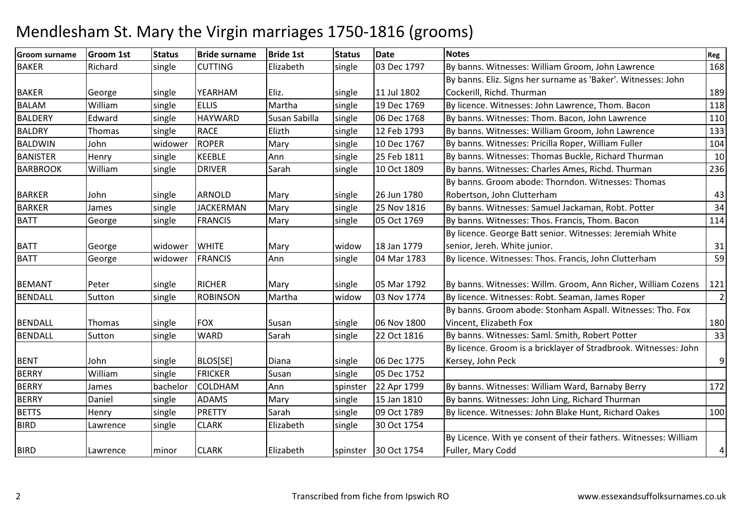# Mendlesham St. Mary the Virgin marriages 1750-1816 (grooms)

| Groom surname | Groom 1st | Status | Bride surname | Bride 1st | Status | Date | Notes | Reg |
|---|---|---|---|---|---|---|---|---|
| BAKER | Richard | single | CUTTING | Elizabeth | single | 03 Dec 1797 | By banns. Witnesses: William Groom, John Lawrence | 168 |
| BAKER | George | single | YEARHAM | Eliz. | single | 11 Jul 1802 | By banns. Eliz. Signs her surname as 'Baker'. Witnesses: John Cockerill, Richd. Thurman | 189 |
| BALAM | William | single | ELLIS | Martha | single | 19 Dec 1769 | By licence. Witnesses: John Lawrence, Thom. Bacon | 118 |
| BALDERY | Edward | single | HAYWARD | Susan Sabilla | single | 06 Dec 1768 | By banns. Witnesses: Thom. Bacon, John Lawrence | 110 |
| BALDRY | Thomas | single | RACE | Elizth | single | 12 Feb 1793 | By banns. Witnesses: William Groom, John Lawrence | 133 |
| BALDWIN | John | widower | ROPER | Mary | single | 10 Dec 1767 | By banns. Witnesses: Pricilla Roper, William Fuller | 104 |
| BANISTER | Henry | single | KEEBLE | Ann | single | 25 Feb 1811 | By banns. Witnesses: Thomas Buckle, Richard Thurman | 10 |
| BARBROOK | William | single | DRIVER | Sarah | single | 10 Oct 1809 | By banns. Witnesses: Charles Ames, Richd. Thurman | 236 |
| BARKER | John | single | ARNOLD | Mary | single | 26 Jun 1780 | By banns. Groom abode: Thorndon. Witnesses: Thomas Robertson, John Clutterham | 43 |
| BARKER | James | single | JACKERMAN | Mary | single | 25 Nov 1816 | By banns. Witnesses: Samuel Jackaman, Robt. Potter | 34 |
| BATT | George | single | FRANCIS | Mary | single | 05 Oct 1769 | By banns. Witnesses: Thos. Francis, Thom. Bacon | 114 |
| BATT | George | widower | WHITE | Mary | widow | 18 Jan 1779 | By licence. George Batt senior. Witnesses: Jeremiah White senior, Jereh. White junior. | 31 |
| BATT | George | widower | FRANCIS | Ann | single | 04 Mar 1783 | By licence. Witnesses: Thos. Francis, John Clutterham | 59 |
| BEMANT | Peter | single | RICHER | Mary | single | 05 Mar 1792 | By banns. Witnesses: Willm. Groom, Ann Richer, William Cozens | 121 |
| BENDALL | Sutton | single | ROBINSON | Martha | widow | 03 Nov 1774 | By licence. Witnesses: Robt. Seaman, James Roper | 2 |
| BENDALL | Thomas | single | FOX | Susan | single | 06 Nov 1800 | By banns. Groom abode: Stonham Aspall. Witnesses: Tho. Fox Vincent, Elizabeth Fox | 180 |
| BENDALL | Sutton | single | WARD | Sarah | single | 22 Oct 1816 | By banns. Witnesses: Saml. Smith, Robert Potter | 33 |
| BENT | John | single | BLOS[SE] | Diana | single | 06 Dec 1775 | By licence. Groom is a bricklayer of Stradbrook. Witnesses: John Kersey, John Peck | 9 |
| BERRY | William | single | FRICKER | Susan | single | 05 Dec 1752 | | |
| BERRY | James | bachelor | COLDHAM | Ann | spinster | 22 Apr 1799 | By banns. Witnesses: William Ward, Barnaby Berry | 172 |
| BERRY | Daniel | single | ADAMS | Mary | single | 15 Jan 1810 | By banns. Witnesses: John Ling, Richard Thurman | |
| BETTS | Henry | single | PRETTY | Sarah | single | 09 Oct 1789 | By licence. Witnesses: John Blake Hunt, Richard Oakes | 100 |
| BIRD | Lawrence | single | CLARK | Elizabeth | single | 30 Oct 1754 | | |
| BIRD | Lawrence | minor | CLARK | Elizabeth | spinster | 30 Oct 1754 | By Licence. With ye consent of their fathers. Witnesses: William Fuller, Mary Codd | 4 |

Transcribed from fiche from Ipswich RO www.essexandsuffolksurnames.co.uk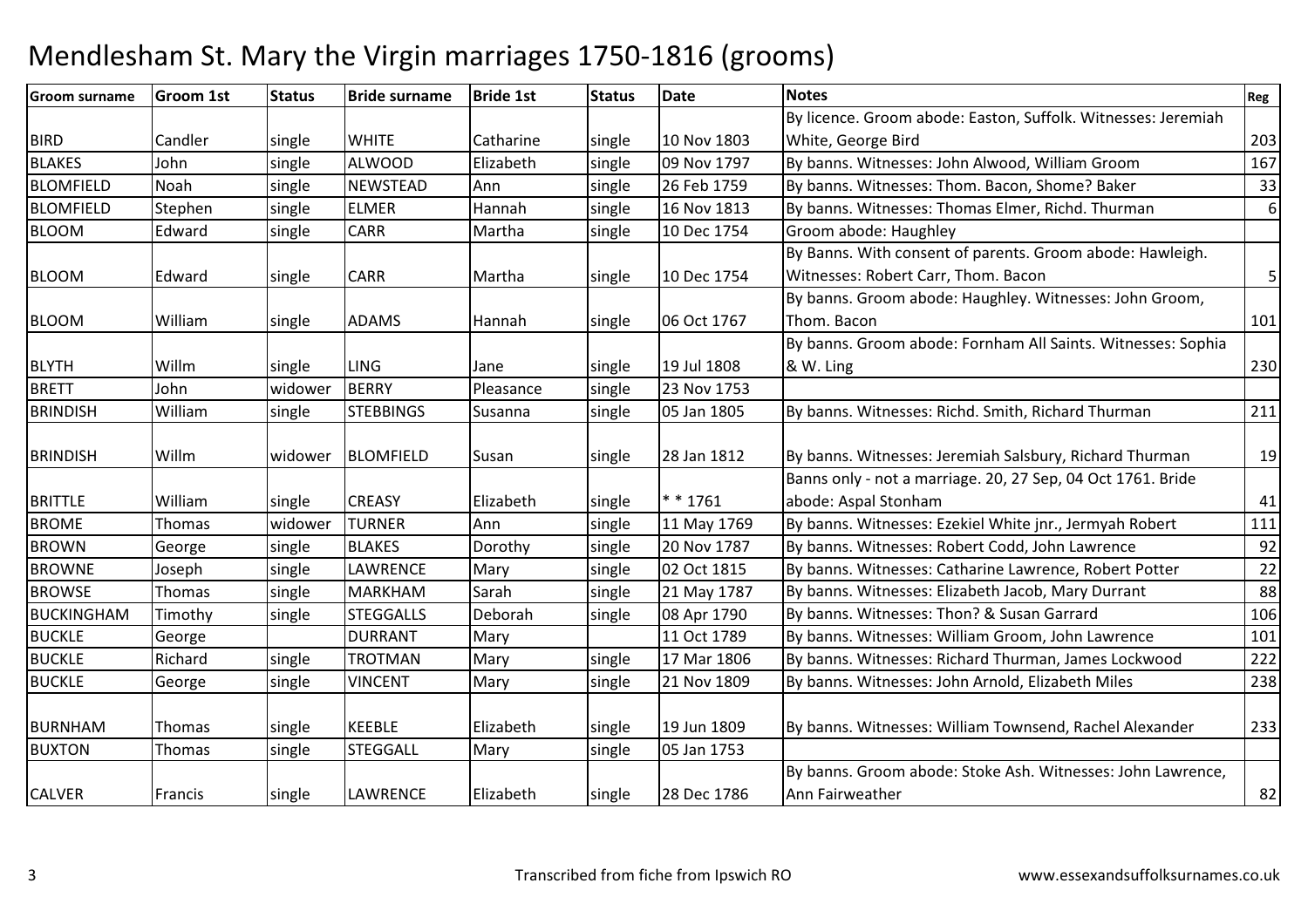# Mendlesham St. Mary the Virgin marriages 1750-1816 (grooms)

| Groom surname | Groom 1st | Status | Bride surname | Bride 1st | Status | Date | Notes | Reg |
|---|---|---|---|---|---|---|---|---|
| BIRD | Candler | single | WHITE | Catharine | single | 10 Nov 1803 | By licence. Groom abode: Easton, Suffolk. Witnesses: Jeremiah White, George Bird | 203 |
| BLAKES | John | single | ALWOOD | Elizabeth | single | 09 Nov 1797 | By banns. Witnesses: John Alwood, William Groom | 167 |
| BLOMFIELD | Noah | single | NEWSTEAD | Ann | single | 26 Feb 1759 | By banns. Witnesses: Thom. Bacon, Shome? Baker | 33 |
| BLOMFIELD | Stephen | single | ELMER | Hannah | single | 16 Nov 1813 | By banns. Witnesses: Thomas Elmer, Richd. Thurman | 6 |
| BLOOM | Edward | single | CARR | Martha | single | 10 Dec 1754 | Groom abode: Haughley | |
| BLOOM | Edward | single | CARR | Martha | single | 10 Dec 1754 | By Banns. With consent of parents. Groom abode: Hawleigh. Witnesses: Robert Carr, Thom. Bacon | 5 |
| BLOOM | William | single | ADAMS | Hannah | single | 06 Oct 1767 | By banns. Groom abode: Haughley. Witnesses: John Groom, Thom. Bacon | 101 |
| BLYTH | Willm | single | LING | Jane | single | 19 Jul 1808 | By banns. Groom abode: Fornham All Saints. Witnesses: Sophia & W. Ling | 230 |
| BRETT | John | widower | BERRY | Pleasance | single | 23 Nov 1753 | | |
| BRINDISH | William | single | STEBBINGS | Susanna | single | 05 Jan 1805 | By banns. Witnesses: Richd. Smith, Richard Thurman | 211 |
| BRINDISH | Willm | widower | BLOMFIELD | Susan | single | 28 Jan 1812 | By banns. Witnesses: Jeremiah Salsbury, Richard Thurman | 19 |
| BRITTLE | William | single | CREASY | Elizabeth | single | * * 1761 | Banns only - not a marriage. 20, 27 Sep, 04 Oct 1761. Bride abode: Aspal Stonham | 41 |
| BROME | Thomas | widower | TURNER | Ann | single | 11 May 1769 | By banns. Witnesses: Ezekiel White jnr., Jermyah Robert | 111 |
| BROWN | George | single | BLAKES | Dorothy | single | 20 Nov 1787 | By banns. Witnesses: Robert Codd, John Lawrence | 92 |
| BROWNE | Joseph | single | LAWRENCE | Mary | single | 02 Oct 1815 | By banns. Witnesses: Catharine Lawrence, Robert Potter | 22 |
| BROWSE | Thomas | single | MARKHAM | Sarah | single | 21 May 1787 | By banns. Witnesses: Elizabeth Jacob, Mary Durrant | 88 |
| BUCKINGHAM | Timothy | single | STEGGALLS | Deborah | single | 08 Apr 1790 | By banns. Witnesses: Thon? & Susan Garrard | 106 |
| BUCKLE | George | | DURRANT | Mary | | 11 Oct 1789 | By banns. Witnesses: William Groom, John Lawrence | 101 |
| BUCKLE | Richard | single | TROTMAN | Mary | single | 17 Mar 1806 | By banns. Witnesses: Richard Thurman, James Lockwood | 222 |
| BUCKLE | George | single | VINCENT | Mary | single | 21 Nov 1809 | By banns. Witnesses: John Arnold, Elizabeth Miles | 238 |
| BURNHAM | Thomas | single | KEEBLE | Elizabeth | single | 19 Jun 1809 | By banns. Witnesses: William Townsend, Rachel Alexander | 233 |
| BUXTON | Thomas | single | STEGGALL | Mary | single | 05 Jan 1753 | | |
| CALVER | Francis | single | LAWRENCE | Elizabeth | single | 28 Dec 1786 | By banns. Groom abode: Stoke Ash. Witnesses: John Lawrence, Ann Fairweather | 82 |

Transcribed from fiche from Ipswich RO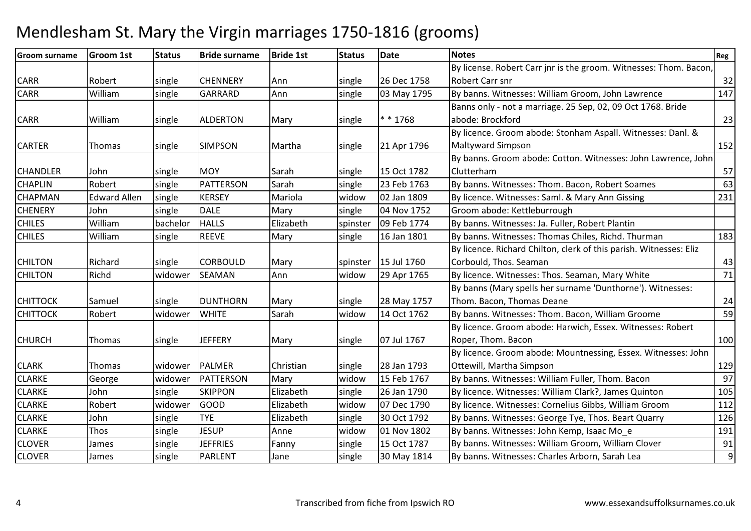# Mendlesham St. Mary the Virgin marriages 1750-1816 (grooms)

| Groom surname | Groom 1st | Status | Bride surname | Bride 1st | Status | Date | Notes | Reg |
|---|---|---|---|---|---|---|---|---|
| CARR | Robert | single | CHENNERY | Ann | single | 26 Dec 1758 | By license. Robert Carr jnr is the groom. Witnesses: Thom. Bacon, Robert Carr snr | 32 |
| CARR | William | single | GARRARD | Ann | single | 03 May 1795 | By banns. Witnesses: William Groom, John Lawrence | 147 |
| CARR | William | single | ALDERTON | Mary | single | * * 1768 | Banns only - not a marriage. 25 Sep, 02, 09 Oct 1768. Bride abode: Brockford | 23 |
| CARTER | Thomas | single | SIMPSON | Martha | single | 21 Apr 1796 | By licence. Groom abode: Stonham Aspall. Witnesses: Danl. & Maltyward Simpson | 152 |
| CHANDLER | John | single | MOY | Sarah | single | 15 Oct 1782 | By banns. Groom abode: Cotton. Witnesses: John Lawrence, John Clutterham | 57 |
| CHAPLIN | Robert | single | PATTERSON | Sarah | single | 23 Feb 1763 | By banns. Witnesses: Thom. Bacon, Robert Soames | 63 |
| CHAPMAN | Edward Allen | single | KERSEY | Mariola | widow | 02 Jan 1809 | By licence. Witnesses: Saml. & Mary Ann Gissing | 231 |
| CHENERY | John | single | DALE | Mary | single | 04 Nov 1752 | Groom abode: Kettleburrough | |
| CHILES | William | bachelor | HALLS | Elizabeth | spinster | 09 Feb 1774 | By banns. Witnesses: Ja. Fuller, Robert Plantin | |
| CHILES | William | single | REEVE | Mary | single | 16 Jan 1801 | By banns. Witnesses: Thomas Chiles, Richd. Thurman | 183 |
| CHILTON | Richard | single | CORBOULD | Mary | spinster | 15 Jul 1760 | By licence. Richard Chilton, clerk of this parish. Witnesses: Eliz Corbould, Thos. Seaman | 43 |
| CHILTON | Richd | widower | SEAMAN | Ann | widow | 29 Apr 1765 | By licence. Witnesses: Thos. Seaman, Mary White | 71 |
| CHITTOCK | Samuel | single | DUNTHORN | Mary | single | 28 May 1757 | By banns (Mary spells her surname 'Dunthorne'). Witnesses: Thom. Bacon, Thomas Deane | 24 |
| CHITTOCK | Robert | widower | WHITE | Sarah | widow | 14 Oct 1762 | By banns. Witnesses: Thom. Bacon, William Groome | 59 |
| CHURCH | Thomas | single | JEFFERY | Mary | single | 07 Jul 1767 | By licence. Groom abode: Harwich, Essex. Witnesses: Robert Roper, Thom. Bacon | 100 |
| CLARK | Thomas | widower | PALMER | Christian | single | 28 Jan 1793 | By licence. Groom abode: Mountnessing, Essex. Witnesses: John Ottewill, Martha Simpson | 129 |
| CLARKE | George | widower | PATTERSON | Mary | widow | 15 Feb 1767 | By banns. Witnesses: William Fuller, Thom. Bacon | 97 |
| CLARKE | John | single | SKIPPON | Elizabeth | single | 26 Jan 1790 | By licence. Witnesses: William Clark?, James Quinton | 105 |
| CLARKE | Robert | widower | GOOD | Elizabeth | widow | 07 Dec 1790 | By licence. Witnesses: Cornelius Gibbs, William Groom | 112 |
| CLARKE | John | single | TYE | Elizabeth | single | 30 Oct 1792 | By banns. Witnesses: George Tye, Thos. Beart Quarry | 126 |
| CLARKE | Thos | single | JESUP | Anne | widow | 01 Nov 1802 | By banns. Witnesses: John Kemp, Isaac Mo_e | 191 |
| CLOVER | James | single | JEFFRIES | Fanny | single | 15 Oct 1787 | By banns. Witnesses: William Groom, William Clover | 91 |
| CLOVER | James | single | PARLENT | Jane | single | 30 May 1814 | By banns. Witnesses: Charles Arborn, Sarah Lea | 9 |

Transcribed from fiche from Ipswich RO www.essexandsuffolksurnames.co.uk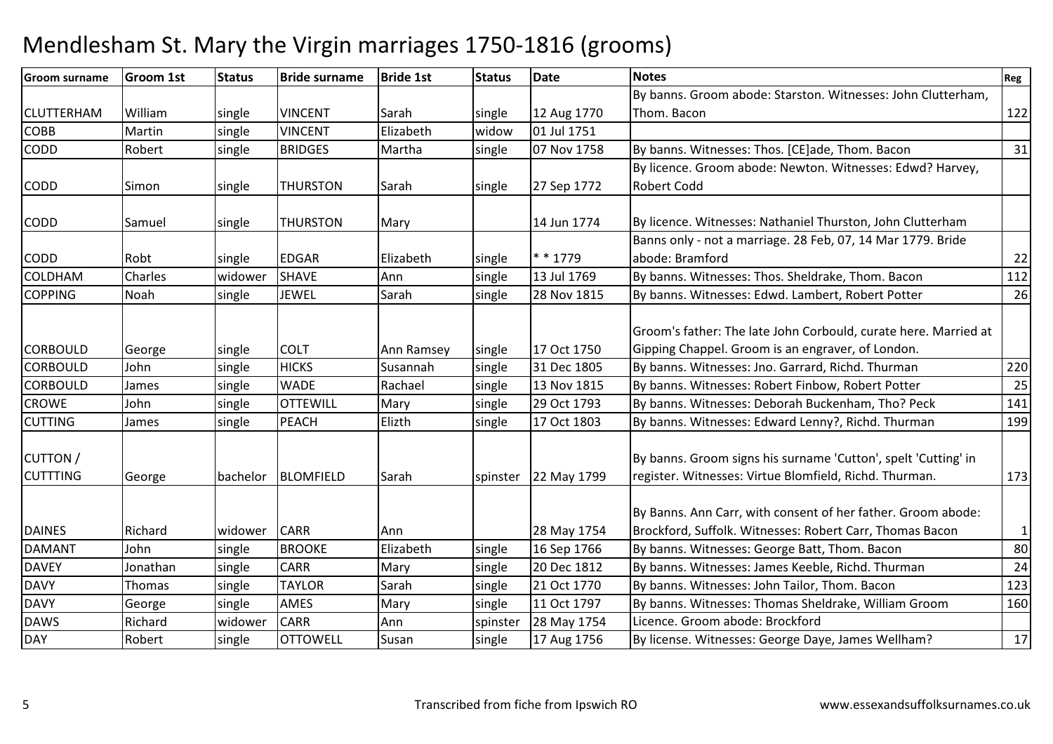# Mendlesham St. Mary the Virgin marriages 1750-1816 (grooms)

| Groom surname | Groom 1st | Status | Bride surname | Bride 1st | Status | Date | Notes | Reg |
|---|---|---|---|---|---|---|---|---|
| CLUTTERHAM | William | single | VINCENT | Sarah | single | 12 Aug 1770 | By banns. Groom abode: Starston. Witnesses: John Clutterham, Thom. Bacon | 122 |
| COBB | Martin | single | VINCENT | Elizabeth | widow | 01 Jul 1751 | | |
| CODD | Robert | single | BRIDGES | Martha | single | 07 Nov 1758 | By banns. Witnesses: Thos. [CE]ade, Thom. Bacon | 31 |
| CODD | Simon | single | THURSTON | Sarah | single | 27 Sep 1772 | By licence. Groom abode: Newton. Witnesses: Edwd? Harvey, Robert Codd | |
| CODD | Samuel | single | THURSTON | Mary | | 14 Jun 1774 | By licence. Witnesses: Nathaniel Thurston, John Clutterham | |
| CODD | Robt | single | EDGAR | Elizabeth | single | * * 1779 | Banns only - not a marriage. 28 Feb, 07, 14 Mar 1779. Bride abode: Bramford | 22 |
| COLDHAM | Charles | widower | SHAVE | Ann | single | 13 Jul 1769 | By banns. Witnesses: Thos. Sheldrake, Thom. Bacon | 112 |
| COPPING | Noah | single | JEWEL | Sarah | single | 28 Nov 1815 | By banns. Witnesses: Edwd. Lambert, Robert Potter | 26 |
| CORBOULD | George | single | COLT | Ann Ramsey | single | 17 Oct 1750 | Groom's father: The late John Corbould, curate here. Married at Gipping Chappel. Groom is an engraver, of London. | |
| CORBOULD | John | single | HICKS | Susannah | single | 31 Dec 1805 | By banns. Witnesses: Jno. Garrard, Richd. Thurman | 220 |
| CORBOULD | James | single | WADE | Rachael | single | 13 Nov 1815 | By banns. Witnesses: Robert Finbow, Robert Potter | 25 |
| CROWE | John | single | OTTEWILL | Mary | single | 29 Oct 1793 | By banns. Witnesses: Deborah Buckenham, Tho? Peck | 141 |
| CUTTING | James | single | PEACH | Elizth | single | 17 Oct 1803 | By banns. Witnesses: Edward Lenny?, Richd. Thurman | 199 |
| CUTTON / CUTTTING | George | bachelor | BLOMFIELD | Sarah | spinster | 22 May 1799 | By banns. Groom signs his surname 'Cutton', spelt 'Cutting' in register. Witnesses: Virtue Blomfield, Richd. Thurman. | 173 |
| DAINES | Richard | widower | CARR | Ann | | 28 May 1754 | By Banns. Ann Carr, with consent of her father. Groom abode: Brockford, Suffolk. Witnesses: Robert Carr, Thomas Bacon | 1 |
| DAMANT | John | single | BROOKE | Elizabeth | single | 16 Sep 1766 | By banns. Witnesses: George Batt, Thom. Bacon | 80 |
| DAVEY | Jonathan | single | CARR | Mary | single | 20 Dec 1812 | By banns. Witnesses: James Keeble, Richd. Thurman | 24 |
| DAVY | Thomas | single | TAYLOR | Sarah | single | 21 Oct 1770 | By banns. Witnesses: John Tailor, Thom. Bacon | 123 |
| DAVY | George | single | AMES | Mary | single | 11 Oct 1797 | By banns. Witnesses: Thomas Sheldrake, William Groom | 160 |
| DAWS | Richard | widower | CARR | Ann | spinster | 28 May 1754 | Licence. Groom abode: Brockford | |
| DAY | Robert | single | OTTOWELL | Susan | single | 17 Aug 1756 | By license. Witnesses: George Daye, James Wellham? | 17 |

Transcribed from fiche from Ipswich RO

www.essexandsuffolksurnames.co.uk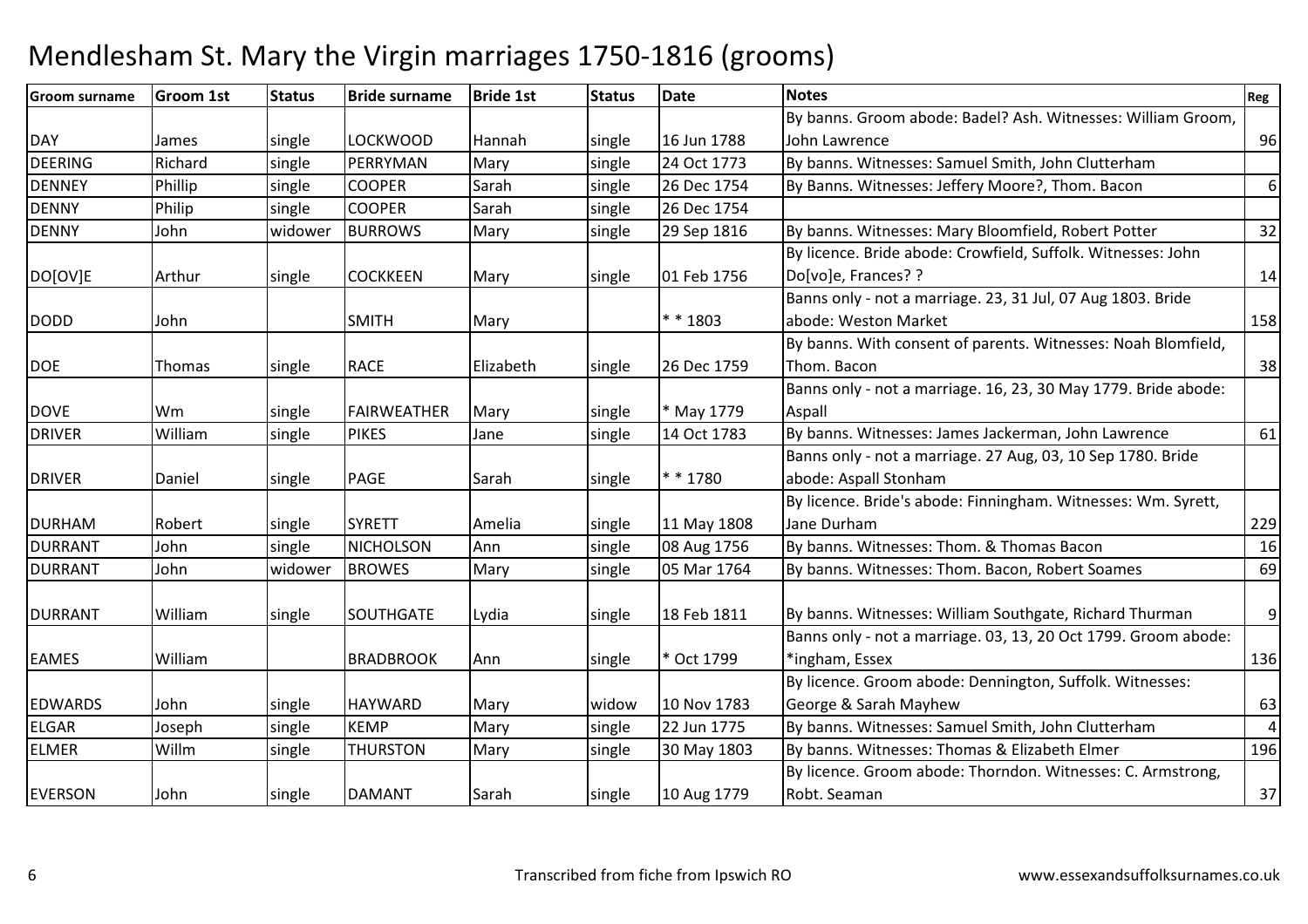# Mendlesham St. Mary the Virgin marriages 1750-1816 (grooms)

| Groom surname | Groom 1st | Status | Bride surname | Bride 1st | Status | Date | Notes | Reg |
|---|---|---|---|---|---|---|---|---|
| DAY | James | single | LOCKWOOD | Hannah | single | 16 Jun 1788 | By banns. Groom abode: Badel? Ash. Witnesses: William Groom, John Lawrence | 96 |
| DEERING | Richard | single | PERRYMAN | Mary | single | 24 Oct 1773 | By banns. Witnesses: Samuel Smith, John Clutterham | |
| DENNEY | Phillip | single | COOPER | Sarah | single | 26 Dec 1754 | By Banns. Witnesses: Jeffery Moore?, Thom. Bacon | 6 |
| DENNY | Philip | single | COOPER | Sarah | single | 26 Dec 1754 | | |
| DENNY | John | widower | BURROWS | Mary | single | 29 Sep 1816 | By banns. Witnesses: Mary Bloomfield, Robert Potter | 32 |
| DO[OV]E | Arthur | single | COCKKEEN | Mary | single | 01 Feb 1756 | By licence. Bride abode: Crowfield, Suffolk. Witnesses: John Do[vo]e, Frances? ? | 14 |
| DODD | John | | SMITH | Mary | | * * 1803 | Banns only - not a marriage. 23, 31 Jul, 07 Aug 1803. Bride abode: Weston Market | 158 |
| DOE | Thomas | single | RACE | Elizabeth | single | 26 Dec 1759 | By banns. With consent of parents. Witnesses: Noah Blomfield, Thom. Bacon | 38 |
| DOVE | Wm | single | FAIRWEATHER | Mary | single | * May 1779 | Banns only - not a marriage. 16, 23, 30 May 1779. Bride abode: Aspall | |
| DRIVER | William | single | PIKES | Jane | single | 14 Oct 1783 | By banns. Witnesses: James Jackerman, John Lawrence | 61 |
| DRIVER | Daniel | single | PAGE | Sarah | single | * * 1780 | Banns only - not a marriage. 27 Aug, 03, 10 Sep 1780. Bride abode: Aspall Stonham | |
| DURHAM | Robert | single | SYRETT | Amelia | single | 11 May 1808 | By licence. Bride's abode: Finningham. Witnesses: Wm. Syrett, Jane Durham | 229 |
| DURRANT | John | single | NICHOLSON | Ann | single | 08 Aug 1756 | By banns. Witnesses: Thom. & Thomas Bacon | 16 |
| DURRANT | John | widower | BROWES | Mary | single | 05 Mar 1764 | By banns. Witnesses: Thom. Bacon, Robert Soames | 69 |
| DURRANT | William | single | SOUTHGATE | Lydia | single | 18 Feb 1811 | By banns. Witnesses: William Southgate, Richard Thurman | 9 |
| EAMES | William | | BRADBROOK | Ann | single | * Oct 1799 | Banns only - not a marriage. 03, 13, 20 Oct 1799. Groom abode: *ingham, Essex | 136 |
| EDWARDS | John | single | HAYWARD | Mary | widow | 10 Nov 1783 | By licence. Groom abode: Dennington, Suffolk. Witnesses: George & Sarah Mayhew | 63 |
| ELGAR | Joseph | single | KEMP | Mary | single | 22 Jun 1775 | By banns. Witnesses: Samuel Smith, John Clutterham | 4 |
| ELMER | Willm | single | THURSTON | Mary | single | 30 May 1803 | By banns. Witnesses: Thomas & Elizabeth Elmer | 196 |
| EVERSON | John | single | DAMANT | Sarah | single | 10 Aug 1779 | By licence. Groom abode: Thorndon. Witnesses: C. Armstrong, Robt. Seaman | 37 |

Transcribed from fiche from Ipswich RO

www.essexandsuffolksurnames.co.uk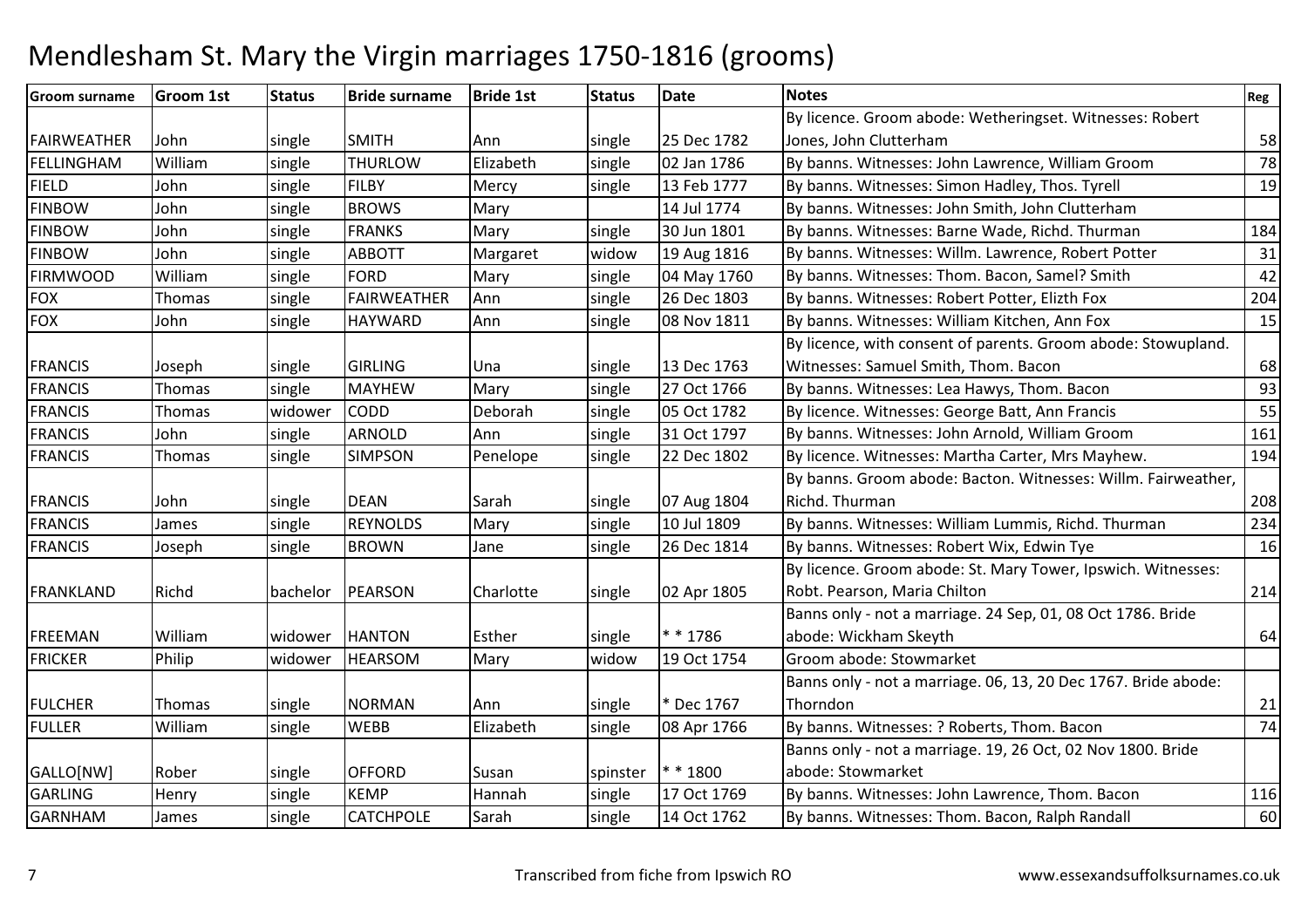# Mendlesham St. Mary the Virgin marriages 1750-1816 (grooms)

| Groom surname | Groom 1st | Status | Bride surname | Bride 1st | Status | Date | Notes | Reg |
|---|---|---|---|---|---|---|---|---|
| FAIRWEATHER | John | single | SMITH | Ann | single | 25 Dec 1782 | By licence. Groom abode: Wetheringset. Witnesses: Robert Jones, John Clutterham | 58 |
| FELLINGHAM | William | single | THURLOW | Elizabeth | single | 02 Jan 1786 | By banns. Witnesses: John Lawrence, William Groom | 78 |
| FIELD | John | single | FILBY | Mercy | single | 13 Feb 1777 | By banns. Witnesses: Simon Hadley, Thos. Tyrell | 19 |
| FINBOW | John | single | BROWS | Mary | | 14 Jul 1774 | By banns. Witnesses: John Smith, John Clutterham | |
| FINBOW | John | single | FRANKS | Mary | single | 30 Jun 1801 | By banns. Witnesses: Barne Wade, Richd. Thurman | 184 |
| FINBOW | John | single | ABBOTT | Margaret | widow | 19 Aug 1816 | By banns. Witnesses: Willm. Lawrence, Robert Potter | 31 |
| FIRMWOOD | William | single | FORD | Mary | single | 04 May 1760 | By banns. Witnesses: Thom. Bacon, Samel? Smith | 42 |
| FOX | Thomas | single | FAIRWEATHER | Ann | single | 26 Dec 1803 | By banns. Witnesses: Robert Potter, Elizth Fox | 204 |
| FOX | John | single | HAYWARD | Ann | single | 08 Nov 1811 | By banns. Witnesses: William Kitchen, Ann Fox | 15 |
| FRANCIS | Joseph | single | GIRLING | Una | single | 13 Dec 1763 | By licence, with consent of parents. Groom abode: Stowupland. Witnesses: Samuel Smith, Thom. Bacon | 68 |
| FRANCIS | Thomas | single | MAYHEW | Mary | single | 27 Oct 1766 | By banns. Witnesses: Lea Hawys, Thom. Bacon | 93 |
| FRANCIS | Thomas | widower | CODD | Deborah | single | 05 Oct 1782 | By licence. Witnesses: George Batt, Ann Francis | 55 |
| FRANCIS | John | single | ARNOLD | Ann | single | 31 Oct 1797 | By banns. Witnesses: John Arnold, William Groom | 161 |
| FRANCIS | Thomas | single | SIMPSON | Penelope | single | 22 Dec 1802 | By licence. Witnesses: Martha Carter, Mrs Mayhew. | 194 |
| FRANCIS | John | single | DEAN | Sarah | single | 07 Aug 1804 | By banns. Groom abode: Bacton. Witnesses: Willm. Fairweather, Richd. Thurman | 208 |
| FRANCIS | James | single | REYNOLDS | Mary | single | 10 Jul 1809 | By banns. Witnesses: William Lummis, Richd. Thurman | 234 |
| FRANCIS | Joseph | single | BROWN | Jane | single | 26 Dec 1814 | By banns. Witnesses: Robert Wix, Edwin Tye | 16 |
| FRANKLAND | Richd | bachelor | PEARSON | Charlotte | single | 02 Apr 1805 | By licence. Groom abode: St. Mary Tower, Ipswich. Witnesses: Robt. Pearson, Maria Chilton | 214 |
| FREEMAN | William | widower | HANTON | Esther | single | * * 1786 | Banns only - not a marriage. 24 Sep, 01, 08 Oct 1786. Bride abode: Wickham Skeyth | 64 |
| FRICKER | Philip | widower | HEARSOM | Mary | widow | 19 Oct 1754 | Groom abode: Stowmarket | |
| FULCHER | Thomas | single | NORMAN | Ann | single | * Dec 1767 | Banns only - not a marriage. 06, 13, 20 Dec 1767. Bride abode: Thorndon | 21 |
| FULLER | William | single | WEBB | Elizabeth | single | 08 Apr 1766 | By banns. Witnesses: ? Roberts, Thom. Bacon | 74 |
| GALLO[NW] | Rober | single | OFFORD | Susan | spinster | * * 1800 | Banns only - not a marriage. 19, 26 Oct, 02 Nov 1800. Bride abode: Stowmarket | |
| GARLING | Henry | single | KEMP | Hannah | single | 17 Oct 1769 | By banns. Witnesses: John Lawrence, Thom. Bacon | 116 |
| GARNHAM | James | single | CATCHPOLE | Sarah | single | 14 Oct 1762 | By banns. Witnesses: Thom. Bacon, Ralph Randall | 60 |

Transcribed from fiche from Ipswich RO www.essexandsuffolksurnames.co.uk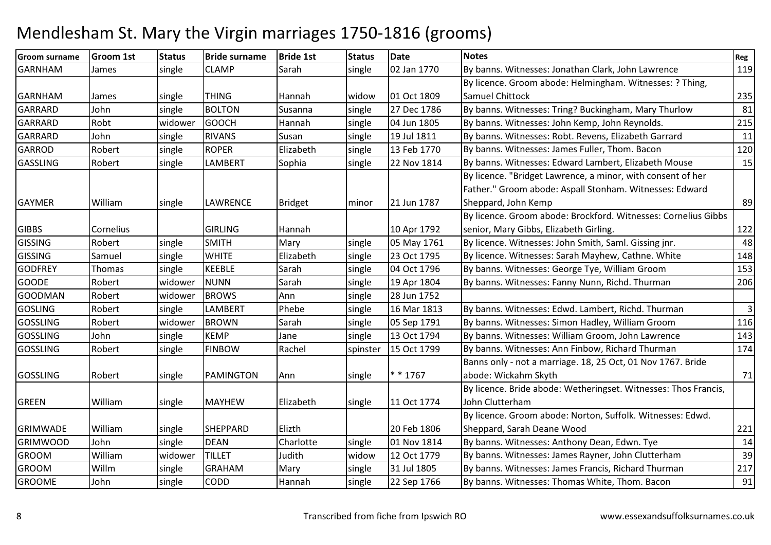# Mendlesham St. Mary the Virgin marriages 1750-1816 (grooms)

| Groom surname | Groom 1st | Status | Bride surname | Bride 1st | Status | Date | Notes | Reg |
|---|---|---|---|---|---|---|---|---|
| GARNHAM | James | single | CLAMP | Sarah | single | 02 Jan 1770 | By banns. Witnesses: Jonathan Clark, John Lawrence | 119 |
| GARNHAM | James | single | THING | Hannah | widow | 01 Oct 1809 | By licence. Groom abode: Helmingham. Witnesses: ? Thing, Samuel Chittock | 235 |
| GARRARD | John | single | BOLTON | Susanna | single | 27 Dec 1786 | By banns. Witnesses: Tring? Buckingham, Mary Thurlow | 81 |
| GARRARD | Robt | widower | GOOCH | Hannah | single | 04 Jun 1805 | By banns. Witnesses: John Kemp, John Reynolds. | 215 |
| GARRARD | John | single | RIVANS | Susan | single | 19 Jul 1811 | By banns. Witnesses: Robt. Revens, Elizabeth Garrard | 11 |
| GARROD | Robert | single | ROPER | Elizabeth | single | 13 Feb 1770 | By banns. Witnesses: James Fuller, Thom. Bacon | 120 |
| GASSLING | Robert | single | LAMBERT | Sophia | single | 22 Nov 1814 | By banns. Witnesses: Edward Lambert, Elizabeth Mouse | 15 |
| GAYMER | William | single | LAWRENCE | Bridget | minor | 21 Jun 1787 | By licence. "Bridget Lawrence, a minor, with consent of her Father." Groom abode: Aspall Stonham. Witnesses: Edward Sheppard, John Kemp | 89 |
| GIBBS | Cornelius | | GIRLING | Hannah | | 10 Apr 1792 | By licence. Groom abode: Brockford. Witnesses: Cornelius Gibbs senior, Mary Gibbs, Elizabeth Girling. | 122 |
| GISSING | Robert | single | SMITH | Mary | single | 05 May 1761 | By licence. Witnesses: John Smith, Saml. Gissing jnr. | 48 |
| GISSING | Samuel | single | WHITE | Elizabeth | single | 23 Oct 1795 | By licence. Witnesses: Sarah Mayhew, Cathne. White | 148 |
| GODFREY | Thomas | single | KEEBLE | Sarah | single | 04 Oct 1796 | By banns. Witnesses: George Tye, William Groom | 153 |
| GOODE | Robert | widower | NUNN | Sarah | single | 19 Apr 1804 | By banns. Witnesses: Fanny Nunn, Richd. Thurman | 206 |
| GOODMAN | Robert | widower | BROWS | Ann | single | 28 Jun 1752 | | |
| GOSLING | Robert | single | LAMBERT | Phebe | single | 16 Mar 1813 | By banns. Witnesses: Edwd. Lambert, Richd. Thurman | 3 |
| GOSSLING | Robert | widower | BROWN | Sarah | single | 05 Sep 1791 | By banns. Witnesses: Simon Hadley, William Groom | 116 |
| GOSSLING | John | single | KEMP | Jane | single | 13 Oct 1794 | By banns. Witnesses: William Groom, John Lawrence | 143 |
| GOSSLING | Robert | single | FINBOW | Rachel | spinster | 15 Oct 1799 | By banns. Witnesses: Ann Finbow, Richard Thurman | 174 |
| GOSSLING | Robert | single | PAMINGTON | Ann | single | * * 1767 | Banns only - not a marriage. 18, 25 Oct, 01 Nov 1767. Bride abode: Wickahm Skyth | 71 |
| GREEN | William | single | MAYHEW | Elizabeth | single | 11 Oct 1774 | By licence. Bride abode: Wetheringset. Witnesses: Thos Francis, John Clutterham | |
| GRIMWADE | William | single | SHEPPARD | Elizth | | 20 Feb 1806 | By licence. Groom abode: Norton, Suffolk. Witnesses: Edwd. Sheppard, Sarah Deane Wood | 221 |
| GRIMWOOD | John | single | DEAN | Charlotte | single | 01 Nov 1814 | By banns. Witnesses: Anthony Dean, Edwn. Tye | 14 |
| GROOM | William | widower | TILLET | Judith | widow | 12 Oct 1779 | By banns. Witnesses: James Rayner, John Clutterham | 39 |
| GROOM | Willm | single | GRAHAM | Mary | single | 31 Jul 1805 | By banns. Witnesses: James Francis, Richard Thurman | 217 |
| GROOME | John | single | CODD | Hannah | single | 22 Sep 1766 | By banns. Witnesses: Thomas White, Thom. Bacon | 91 |

Transcribed from fiche from Ipswich RO www.essexandsuffolksurnames.co.uk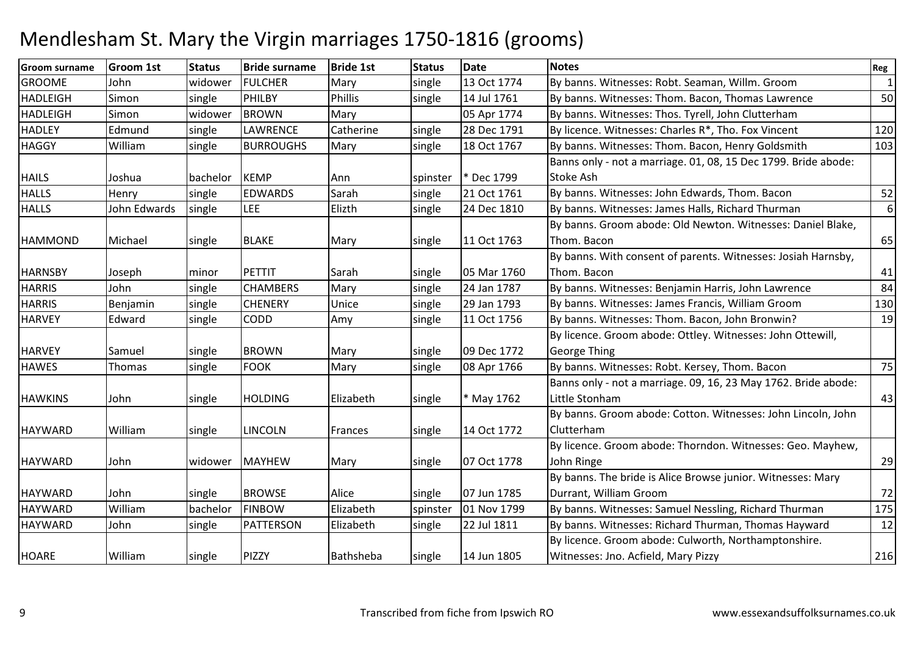# Mendlesham St. Mary the Virgin marriages 1750-1816 (grooms)

| Groom surname | Groom 1st | Status | Bride surname | Bride 1st | Status | Date | Notes | Reg |
|---|---|---|---|---|---|---|---|---|
| GROOME | John | widower | FULCHER | Mary | single | 13 Oct 1774 | By banns. Witnesses: Robt. Seaman, Willm. Groom | 1 |
| HADLEIGH | Simon | single | PHILBY | Phillis | single | 14 Jul 1761 | By banns. Witnesses: Thom. Bacon, Thomas Lawrence | 50 |
| HADLEIGH | Simon | widower | BROWN | Mary | | 05 Apr 1774 | By banns. Witnesses: Thos. Tyrell, John Clutterham | |
| HADLEY | Edmund | single | LAWRENCE | Catherine | single | 28 Dec 1791 | By licence. Witnesses: Charles R*, Tho. Fox Vincent | 120 |
| HAGGY | William | single | BURROUGHS | Mary | single | 18 Oct 1767 | By banns. Witnesses: Thom. Bacon, Henry Goldsmith | 103 |
| HAILS | Joshua | bachelor | KEMP | Ann | spinster | * Dec 1799 | Banns only - not a marriage. 01, 08, 15 Dec 1799. Bride abode: Stoke Ash | |
| HALLS | Henry | single | EDWARDS | Sarah | single | 21 Oct 1761 | By banns. Witnesses: John Edwards, Thom. Bacon | 52 |
| HALLS | John Edwards | single | LEE | Elizth | single | 24 Dec 1810 | By banns. Witnesses: James Halls, Richard Thurman | 6 |
| HAMMOND | Michael | single | BLAKE | Mary | single | 11 Oct 1763 | By banns. Groom abode: Old Newton. Witnesses: Daniel Blake, Thom. Bacon | 65 |
| HARNSBY | Joseph | minor | PETTIT | Sarah | single | 05 Mar 1760 | By banns. With consent of parents. Witnesses: Josiah Harnsby, Thom. Bacon | 41 |
| HARRIS | John | single | CHAMBERS | Mary | single | 24 Jan 1787 | By banns. Witnesses: Benjamin Harris, John Lawrence | 84 |
| HARRIS | Benjamin | single | CHENERY | Unice | single | 29 Jan 1793 | By banns. Witnesses: James Francis, William Groom | 130 |
| HARVEY | Edward | single | CODD | Amy | single | 11 Oct 1756 | By banns. Witnesses: Thom. Bacon, John Bronwin? | 19 |
| HARVEY | Samuel | single | BROWN | Mary | single | 09 Dec 1772 | By licence. Groom abode: Ottley. Witnesses: John Ottewill, George Thing | |
| HAWES | Thomas | single | FOOK | Mary | single | 08 Apr 1766 | By banns. Witnesses: Robt. Kersey, Thom. Bacon | 75 |
| HAWKINS | John | single | HOLDING | Elizabeth | single | * May 1762 | Banns only - not a marriage. 09, 16, 23 May 1762. Bride abode: Little Stonham | 43 |
| HAYWARD | William | single | LINCOLN | Frances | single | 14 Oct 1772 | By banns. Groom abode: Cotton. Witnesses: John Lincoln, John Clutterham | |
| HAYWARD | John | widower | MAYHEW | Mary | single | 07 Oct 1778 | By licence. Groom abode: Thorndon. Witnesses: Geo. Mayhew, John Ringe | 29 |
| HAYWARD | John | single | BROWSE | Alice | single | 07 Jun 1785 | By banns. The bride is Alice Browse junior. Witnesses: Mary Durrant, William Groom | 72 |
| HAYWARD | William | bachelor | FINBOW | Elizabeth | spinster | 01 Nov 1799 | By banns. Witnesses: Samuel Nessling, Richard Thurman | 175 |
| HAYWARD | John | single | PATTERSON | Elizabeth | single | 22 Jul 1811 | By banns. Witnesses: Richard Thurman, Thomas Hayward | 12 |
| HOARE | William | single | PIZZY | Bathsheba | single | 14 Jun 1805 | By licence. Groom abode: Culworth, Northamptonshire. Witnesses: Jno. Acfield, Mary Pizzy | 216 |

Transcribed from fiche from Ipswich RO

www.essexandsuffolksurnames.co.uk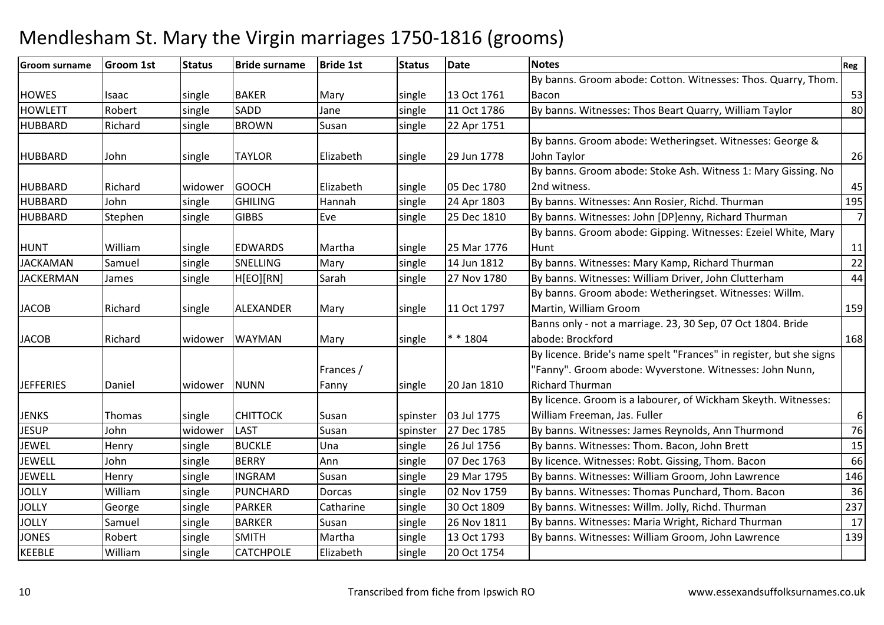# Mendlesham St. Mary the Virgin marriages 1750-1816 (grooms)

| Groom surname | Groom 1st | Status | Bride surname | Bride 1st | Status | Date | Notes | Reg |
|---|---|---|---|---|---|---|---|---|
| HOWES | Isaac | single | BAKER | Mary | single | 13 Oct 1761 | By banns. Groom abode: Cotton. Witnesses: Thos. Quarry, Thom. Bacon | 53 |
| HOWLETT | Robert | single | SADD | Jane | single | 11 Oct 1786 | By banns. Witnesses: Thos Beart Quarry, William Taylor | 80 |
| HUBBARD | Richard | single | BROWN | Susan | single | 22 Apr 1751 | | |
| HUBBARD | John | single | TAYLOR | Elizabeth | single | 29 Jun 1778 | By banns. Groom abode: Wetheringset. Witnesses: George & John Taylor | 26 |
| HUBBARD | Richard | widower | GOOCH | Elizabeth | single | 05 Dec 1780 | By banns. Groom abode: Stoke Ash. Witness 1: Mary Gissing. No 2nd witness. | 45 |
| HUBBARD | John | single | GHILING | Hannah | single | 24 Apr 1803 | By banns. Witnesses: Ann Rosier, Richd. Thurman | 195 |
| HUBBARD | Stephen | single | GIBBS | Eve | single | 25 Dec 1810 | By banns. Witnesses: John [DP]enny, Richard Thurman | 7 |
| HUNT | William | single | EDWARDS | Martha | single | 25 Mar 1776 | By banns. Groom abode: Gipping. Witnesses: Ezeiel White, Mary Hunt | 11 |
| JACKAMAN | Samuel | single | SNELLING | Mary | single | 14 Jun 1812 | By banns. Witnesses: Mary Kamp, Richard Thurman | 22 |
| JACKERMAN | James | single | H[EO][RN] | Sarah | single | 27 Nov 1780 | By banns. Witnesses: William Driver, John Clutterham | 44 |
| JACOB | Richard | single | ALEXANDER | Mary | single | 11 Oct 1797 | By banns. Groom abode: Wetheringset. Witnesses: Willm. Martin, William Groom | 159 |
| JACOB | Richard | widower | WAYMAN | Mary | single | * * 1804 | Banns only - not a marriage. 23, 30 Sep, 07 Oct 1804. Bride abode: Brockford | 168 |
| JEFFERIES | Daniel | widower | NUNN | Frances / Fanny | single | 20 Jan 1810 | By licence. Bride's name spelt "Frances" in register, but she signs "Fanny". Groom abode: Wyverstone. Witnesses: John Nunn, Richard Thurman | |
| JENKS | Thomas | single | CHITTOCK | Susan | spinster | 03 Jul 1775 | By licence. Groom is a labourer, of Wickham Skeyth. Witnesses: William Freeman, Jas. Fuller | 6 |
| JESUP | John | widower | LAST | Susan | spinster | 27 Dec 1785 | By banns. Witnesses: James Reynolds, Ann Thurmond | 76 |
| JEWEL | Henry | single | BUCKLE | Una | single | 26 Jul 1756 | By banns. Witnesses: Thom. Bacon, John Brett | 15 |
| JEWELL | John | single | BERRY | Ann | single | 07 Dec 1763 | By licence. Witnesses: Robt. Gissing, Thom. Bacon | 66 |
| JEWELL | Henry | single | INGRAM | Susan | single | 29 Mar 1795 | By banns. Witnesses: William Groom, John Lawrence | 146 |
| JOLLY | William | single | PUNCHARD | Dorcas | single | 02 Nov 1759 | By banns. Witnesses: Thomas Punchard, Thom. Bacon | 36 |
| JOLLY | George | single | PARKER | Catharine | single | 30 Oct 1809 | By banns. Witnesses: Willm. Jolly, Richd. Thurman | 237 |
| JOLLY | Samuel | single | BARKER | Susan | single | 26 Nov 1811 | By banns. Witnesses: Maria Wright, Richard Thurman | 17 |
| JONES | Robert | single | SMITH | Martha | single | 13 Oct 1793 | By banns. Witnesses: William Groom, John Lawrence | 139 |
| KEEBLE | William | single | CATCHPOLE | Elizabeth | single | 20 Oct 1754 | | |

Transcribed from fiche from Ipswich RO

www.essexandsuffolksurnames.co.uk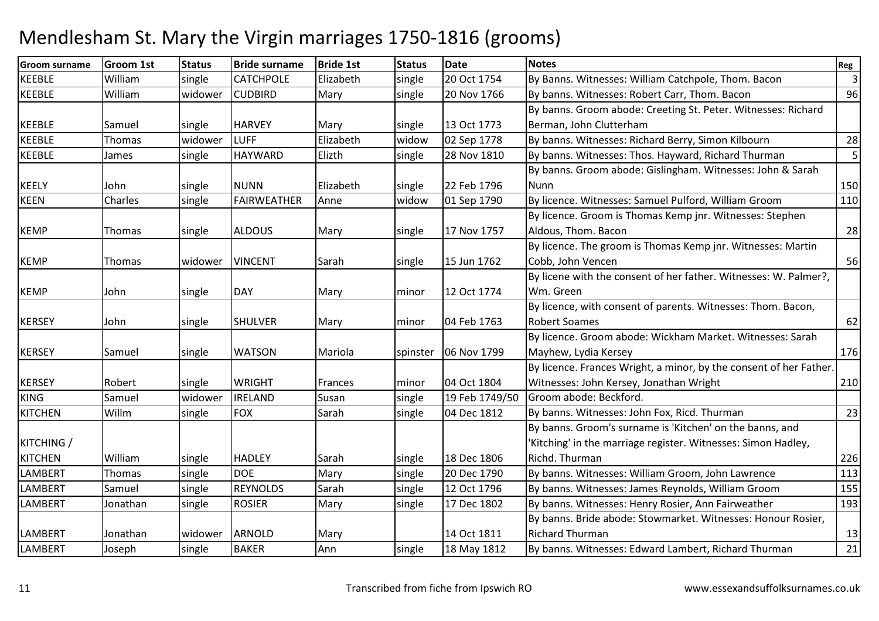# Mendlesham St. Mary the Virgin marriages 1750-1816 (grooms)

| Groom surname | Groom 1st | Status | Bride surname | Bride 1st | Status | Date | Notes | Reg |
|---|---|---|---|---|---|---|---|---|
| KEEBLE | William | single | CATCHPOLE | Elizabeth | single | 20 Oct 1754 | By Banns. Witnesses: William Catchpole, Thom. Bacon | 3 |
| KEEBLE | William | widower | CUDBIRD | Mary | single | 20 Nov 1766 | By banns. Witnesses: Robert Carr, Thom. Bacon | 96 |
| KEEBLE | Samuel | single | HARVEY | Mary | single | 13 Oct 1773 | By banns. Groom abode: Creeting St. Peter. Witnesses: Richard Berman, John Clutterham | |
| KEEBLE | Thomas | widower | LUFF | Elizabeth | widow | 02 Sep 1778 | By banns. Witnesses: Richard Berry, Simon Kilbourn | 28 |
| KEEBLE | James | single | HAYWARD | Elizth | single | 28 Nov 1810 | By banns. Witnesses: Thos. Hayward, Richard Thurman | 5 |
| KEELY | John | single | NUNN | Elizabeth | single | 22 Feb 1796 | By banns. Groom abode: Gislingham. Witnesses: John & Sarah Nunn | 150 |
| KEEN | Charles | single | FAIRWEATHER | Anne | widow | 01 Sep 1790 | By licence. Witnesses: Samuel Pulford, William Groom | 110 |
| KEMP | Thomas | single | ALDOUS | Mary | single | 17 Nov 1757 | By licence. Groom is Thomas Kemp jnr. Witnesses: Stephen Aldous, Thom. Bacon | 28 |
| KEMP | Thomas | widower | VINCENT | Sarah | single | 15 Jun 1762 | By licence. The groom is Thomas Kemp jnr. Witnesses: Martin Cobb, John Vencen | 56 |
| KEMP | John | single | DAY | Mary | minor | 12 Oct 1774 | By licene with the consent of her father. Witnesses: W. Palmer?, Wm. Green | |
| KERSEY | John | single | SHULVER | Mary | minor | 04 Feb 1763 | By licence, with consent of parents. Witnesses: Thom. Bacon, Robert Soames | 62 |
| KERSEY | Samuel | single | WATSON | Mariola | spinster | 06 Nov 1799 | By licence. Groom abode: Wickham Market. Witnesses: Sarah Mayhew, Lydia Kersey | 176 |
| KERSEY | Robert | single | WRIGHT | Frances | minor | 04 Oct 1804 | By licence. Frances Wright, a minor, by the consent of her Father. Witnesses: John Kersey, Jonathan Wright | 210 |
| KING | Samuel | widower | IRELAND | Susan | single | 19 Feb 1749/50 | Groom abode: Beckford. | |
| KITCHEN | Willm | single | FOX | Sarah | single | 04 Dec 1812 | By banns. Witnesses: John Fox, Ricd. Thurman | 23 |
| KITCHING / KITCHEN | William | single | HADLEY | Sarah | single | 18 Dec 1806 | By banns. Groom's surname is 'Kitchen' on the banns, and 'Kitching' in the marriage register. Witnesses: Simon Hadley, Richd. Thurman | 226 |
| LAMBERT | Thomas | single | DOE | Mary | single | 20 Dec 1790 | By banns. Witnesses: William Groom, John Lawrence | 113 |
| LAMBERT | Samuel | single | REYNOLDS | Sarah | single | 12 Oct 1796 | By banns. Witnesses: James Reynolds, William Groom | 155 |
| LAMBERT | Jonathan | single | ROSIER | Mary | single | 17 Dec 1802 | By banns. Witnesses: Henry Rosier, Ann Fairweather | 193 |
| LAMBERT | Jonathan | widower | ARNOLD | Mary | | 14 Oct 1811 | By banns. Bride abode: Stowmarket. Witnesses: Honour Rosier, Richard Thurman | 13 |
| LAMBERT | Joseph | single | BAKER | Ann | single | 18 May 1812 | By banns. Witnesses: Edward Lambert, Richard Thurman | 21 |

Transcribed from fiche from Ipswich RO www.essexandsuffolksurnames.co.uk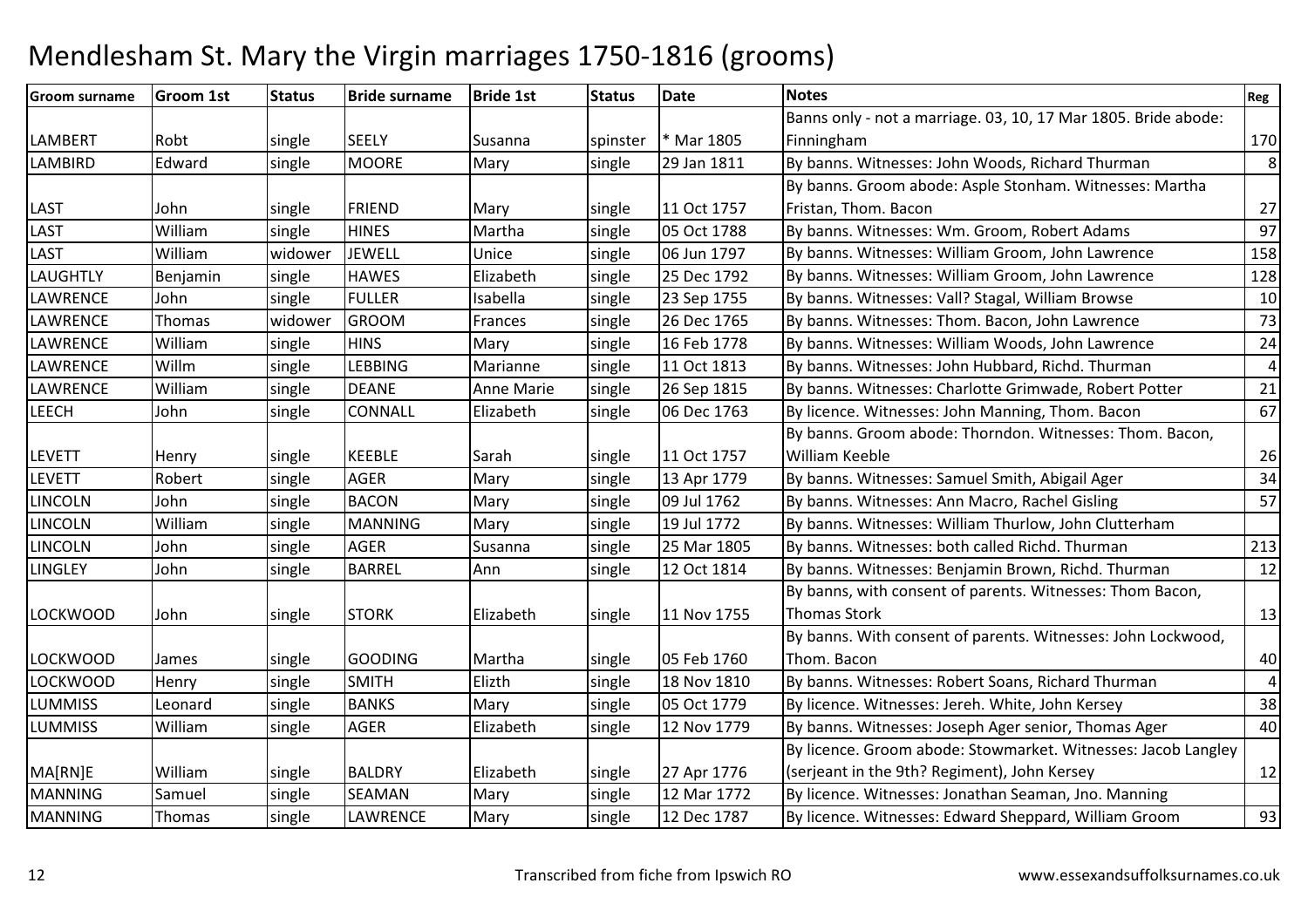# Mendlesham St. Mary the Virgin marriages 1750-1816 (grooms)

| Groom surname | Groom 1st | Status | Bride surname | Bride 1st | Status | Date | Notes | Reg |
|---|---|---|---|---|---|---|---|---|
| LAMBERT | Robt | single | SEELY | Susanna | spinster | * Mar 1805 | Banns only - not a marriage. 03, 10, 17 Mar 1805. Bride abode: Finningham | 170 |
| LAMBIRD | Edward | single | MOORE | Mary | single | 29 Jan 1811 | By banns. Witnesses: John Woods, Richard Thurman | 8 |
| LAST | John | single | FRIEND | Mary | single | 11 Oct 1757 | By banns. Groom abode: Asple Stonham. Witnesses: Martha Fristan, Thom. Bacon | 27 |
| LAST | William | single | HINES | Martha | single | 05 Oct 1788 | By banns. Witnesses: Wm. Groom, Robert Adams | 97 |
| LAST | William | widower | JEWELL | Unice | single | 06 Jun 1797 | By banns. Witnesses: William Groom, John Lawrence | 158 |
| LAUGHTLY | Benjamin | single | HAWES | Elizabeth | single | 25 Dec 1792 | By banns. Witnesses: William Groom, John Lawrence | 128 |
| LAWRENCE | John | single | FULLER | Isabella | single | 23 Sep 1755 | By banns. Witnesses: Vall? Stagal, William Browse | 10 |
| LAWRENCE | Thomas | widower | GROOM | Frances | single | 26 Dec 1765 | By banns. Witnesses: Thom. Bacon, John Lawrence | 73 |
| LAWRENCE | William | single | HINS | Mary | single | 16 Feb 1778 | By banns. Witnesses: William Woods, John Lawrence | 24 |
| LAWRENCE | Willm | single | LEBBING | Marianne | single | 11 Oct 1813 | By banns. Witnesses: John Hubbard, Richd. Thurman | 4 |
| LAWRENCE | William | single | DEANE | Anne Marie | single | 26 Sep 1815 | By banns. Witnesses: Charlotte Grimwade, Robert Potter | 21 |
| LEECH | John | single | CONNALL | Elizabeth | single | 06 Dec 1763 | By licence. Witnesses: John Manning, Thom. Bacon | 67 |
| LEVETT | Henry | single | KEEBLE | Sarah | single | 11 Oct 1757 | By banns. Groom abode: Thorndon. Witnesses: Thom. Bacon, William Keeble | 26 |
| LEVETT | Robert | single | AGER | Mary | single | 13 Apr 1779 | By banns. Witnesses: Samuel Smith, Abigail Ager | 34 |
| LINCOLN | John | single | BACON | Mary | single | 09 Jul 1762 | By banns. Witnesses: Ann Macro, Rachel Gisling | 57 |
| LINCOLN | William | single | MANNING | Mary | single | 19 Jul 1772 | By banns. Witnesses: William Thurlow, John Clutterham | |
| LINCOLN | John | single | AGER | Susanna | single | 25 Mar 1805 | By banns. Witnesses: both called Richd. Thurman | 213 |
| LINGLEY | John | single | BARREL | Ann | single | 12 Oct 1814 | By banns. Witnesses: Benjamin Brown, Richd. Thurman | 12 |
| LOCKWOOD | John | single | STORK | Elizabeth | single | 11 Nov 1755 | By banns, with consent of parents. Witnesses: Thom Bacon, Thomas Stork | 13 |
| LOCKWOOD | James | single | GOODING | Martha | single | 05 Feb 1760 | By banns. With consent of parents. Witnesses: John Lockwood, Thom. Bacon | 40 |
| LOCKWOOD | Henry | single | SMITH | Elizth | single | 18 Nov 1810 | By banns. Witnesses: Robert Soans, Richard Thurman | 4 |
| LUMMISS | Leonard | single | BANKS | Mary | single | 05 Oct 1779 | By licence. Witnesses: Jereh. White, John Kersey | 38 |
| LUMMISS | William | single | AGER | Elizabeth | single | 12 Nov 1779 | By banns. Witnesses: Joseph Ager senior, Thomas Ager | 40 |
| MA[RN]E | William | single | BALDRY | Elizabeth | single | 27 Apr 1776 | By licence. Groom abode: Stowmarket. Witnesses: Jacob Langley (serjeant in the 9th? Regiment), John Kersey | 12 |
| MANNING | Samuel | single | SEAMAN | Mary | single | 12 Mar 1772 | By licence. Witnesses: Jonathan Seaman, Jno. Manning | |
| MANNING | Thomas | single | LAWRENCE | Mary | single | 12 Dec 1787 | By licence. Witnesses: Edward Sheppard, William Groom | 93 |

Transcribed from fiche from Ipswich RO

www.essexandsuffolksurnames.co.uk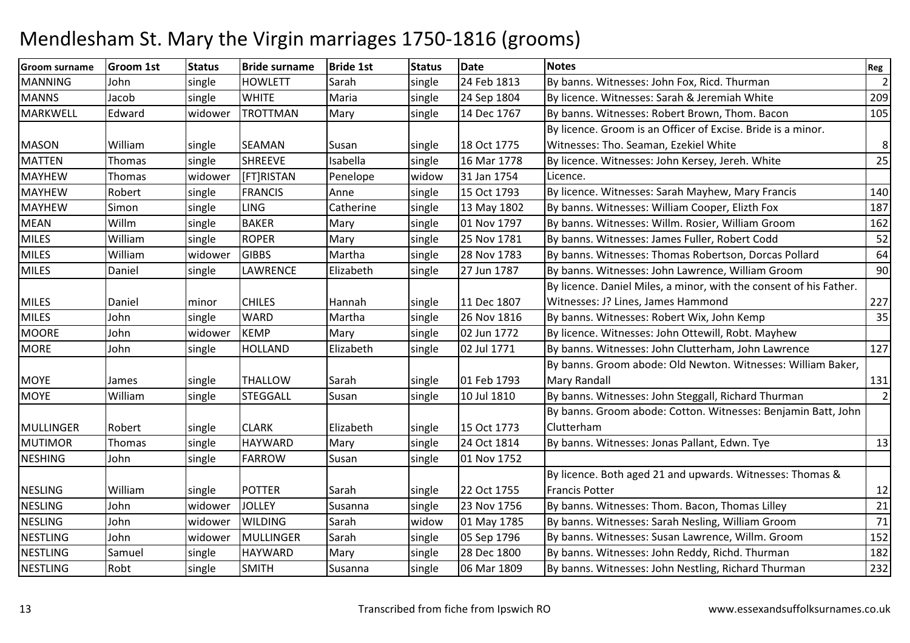# Mendlesham St. Mary the Virgin marriages 1750-1816 (grooms)

| Groom surname | Groom 1st | Status | Bride surname | Bride 1st | Status | Date | Notes | Reg |
|---|---|---|---|---|---|---|---|---|
| MANNING | John | single | HOWLETT | Sarah | single | 24 Feb 1813 | By banns. Witnesses: John Fox, Ricd. Thurman | 2 |
| MANNS | Jacob | single | WHITE | Maria | single | 24 Sep 1804 | By licence. Witnesses: Sarah & Jeremiah White | 209 |
| MARKWELL | Edward | widower | TROTTMAN | Mary | single | 14 Dec 1767 | By banns. Witnesses: Robert Brown, Thom. Bacon | 105 |
| MASON | William | single | SEAMAN | Susan | single | 18 Oct 1775 | By licence. Groom is an Officer of Excise. Bride is a minor. Witnesses: Tho. Seaman, Ezekiel White | 8 |
| MATTEN | Thomas | single | SHREEVE | Isabella | single | 16 Mar 1778 | By licence. Witnesses: John Kersey, Jereh. White | 25 |
| MAYHEW | Thomas | widower | [FT]RISTAN | Penelope | widow | 31 Jan 1754 | Licence. | |
| MAYHEW | Robert | single | FRANCIS | Anne | single | 15 Oct 1793 | By licence. Witnesses: Sarah Mayhew, Mary Francis | 140 |
| MAYHEW | Simon | single | LING | Catherine | single | 13 May 1802 | By banns. Witnesses: William Cooper, Elizth Fox | 187 |
| MEAN | Willm | single | BAKER | Mary | single | 01 Nov 1797 | By banns. Witnesses: Willm. Rosier, William Groom | 162 |
| MILES | William | single | ROPER | Mary | single | 25 Nov 1781 | By banns. Witnesses: James Fuller, Robert Codd | 52 |
| MILES | William | widower | GIBBS | Martha | single | 28 Nov 1783 | By banns. Witnesses: Thomas Robertson, Dorcas Pollard | 64 |
| MILES | Daniel | single | LAWRENCE | Elizabeth | single | 27 Jun 1787 | By banns. Witnesses: John Lawrence, William Groom | 90 |
| MILES | Daniel | minor | CHILES | Hannah | single | 11 Dec 1807 | By licence. Daniel Miles, a minor, with the consent of his Father. Witnesses: J? Lines, James Hammond | 227 |
| MILES | John | single | WARD | Martha | single | 26 Nov 1816 | By banns. Witnesses: Robert Wix, John Kemp | 35 |
| MOORE | John | widower | KEMP | Mary | single | 02 Jun 1772 | By licence. Witnesses: John Ottewill, Robt. Mayhew | |
| MORE | John | single | HOLLAND | Elizabeth | single | 02 Jul 1771 | By banns. Witnesses: John Clutterham, John Lawrence | 127 |
| MOYE | James | single | THALLOW | Sarah | single | 01 Feb 1793 | By banns. Groom abode: Old Newton. Witnesses: William Baker, Mary Randall | 131 |
| MOYE | William | single | STEGGALL | Susan | single | 10 Jul 1810 | By banns. Witnesses: John Steggall, Richard Thurman | 2 |
| MULLINGER | Robert | single | CLARK | Elizabeth | single | 15 Oct 1773 | By banns. Groom abode: Cotton. Witnesses: Benjamin Batt, John Clutterham | |
| MUTIMOR | Thomas | single | HAYWARD | Mary | single | 24 Oct 1814 | By banns. Witnesses: Jonas Pallant, Edwn. Tye | 13 |
| NESHING | John | single | FARROW | Susan | single | 01 Nov 1752 | | |
| NESLING | William | single | POTTER | Sarah | single | 22 Oct 1755 | By licence. Both aged 21 and upwards. Witnesses: Thomas & Francis Potter | 12 |
| NESLING | John | widower | JOLLEY | Susanna | single | 23 Nov 1756 | By banns. Witnesses: Thom. Bacon, Thomas Lilley | 21 |
| NESLING | John | widower | WILDING | Sarah | widow | 01 May 1785 | By banns. Witnesses: Sarah Nesling, William Groom | 71 |
| NESTLING | John | widower | MULLINGER | Sarah | single | 05 Sep 1796 | By banns. Witnesses: Susan Lawrence, Willm. Groom | 152 |
| NESTLING | Samuel | single | HAYWARD | Mary | single | 28 Dec 1800 | By banns. Witnesses: John Reddy, Richd. Thurman | 182 |
| NESTLING | Robt | single | SMITH | Susanna | single | 06 Mar 1809 | By banns. Witnesses: John Nestling, Richard Thurman | 232 |

Transcribed from fiche from Ipswich RO

www.essexandsuffolksurnames.co.uk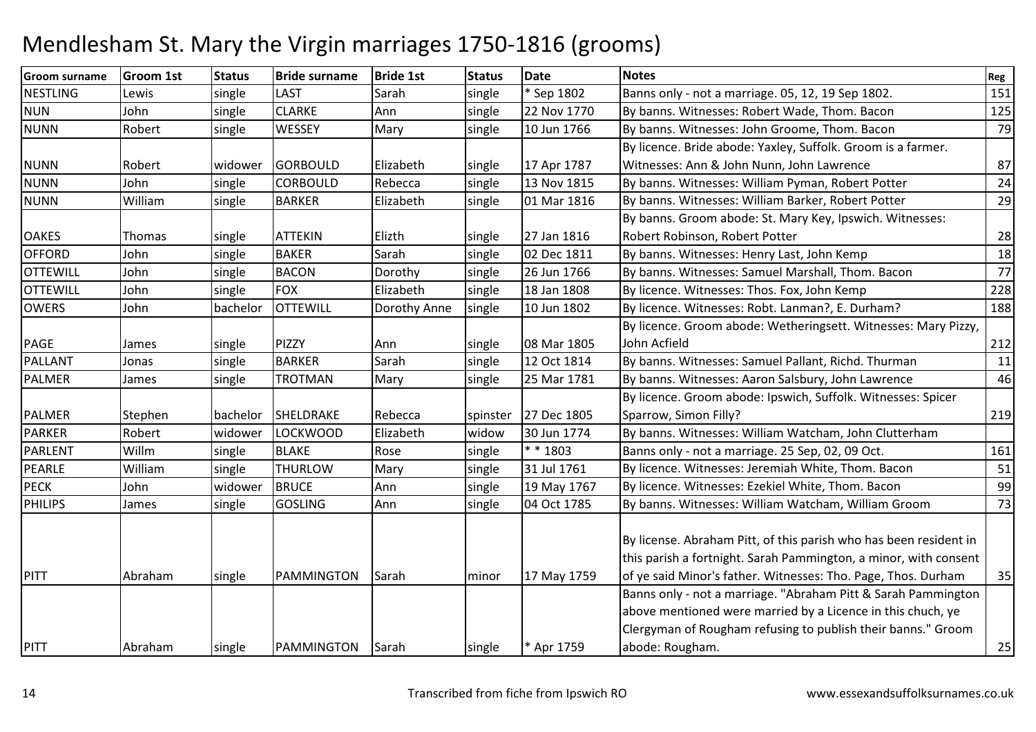# Mendlesham St. Mary the Virgin marriages 1750-1816 (grooms)

| Groom surname | Groom 1st | Status | Bride surname | Bride 1st | Status | Date | Notes | Reg |
|---|---|---|---|---|---|---|---|---|
| NESTLING | Lewis | single | LAST | Sarah | single | * Sep 1802 | Banns only - not a marriage. 05, 12, 19 Sep 1802. | 151 |
| NUN | John | single | CLARKE | Ann | single | 22 Nov 1770 | By banns. Witnesses: Robert Wade, Thom. Bacon | 125 |
| NUNN | Robert | single | WESSEY | Mary | single | 10 Jun 1766 | By banns. Witnesses: John Groome, Thom. Bacon | 79 |
| NUNN | Robert | widower | GORBOULD | Elizabeth | single | 17 Apr 1787 | By licence. Bride abode: Yaxley, Suffolk. Groom is a farmer. Witnesses: Ann & John Nunn, John Lawrence | 87 |
| NUNN | John | single | CORBOULD | Rebecca | single | 13 Nov 1815 | By banns. Witnesses: William Pyman, Robert Potter | 24 |
| NUNN | William | single | BARKER | Elizabeth | single | 01 Mar 1816 | By banns. Witnesses: William Barker, Robert Potter | 29 |
| OAKES | Thomas | single | ATTEKIN | Elizth | single | 27 Jan 1816 | By banns. Groom abode: St. Mary Key, Ipswich. Witnesses: Robert Robinson, Robert Potter | 28 |
| OFFORD | John | single | BAKER | Sarah | single | 02 Dec 1811 | By banns. Witnesses: Henry Last, John Kemp | 18 |
| OTTEWILL | John | single | BACON | Dorothy | single | 26 Jun 1766 | By banns. Witnesses: Samuel Marshall, Thom. Bacon | 77 |
| OTTEWILL | John | single | FOX | Elizabeth | single | 18 Jan 1808 | By licence. Witnesses: Thos. Fox, John Kemp | 228 |
| OWERS | John | bachelor | OTTEWILL | Dorothy Anne | single | 10 Jun 1802 | By licence. Witnesses: Robt. Lanman?, E. Durham? | 188 |
| PAGE | James | single | PIZZY | Ann | single | 08 Mar 1805 | By licence. Groom abode: Wetheringsett. Witnesses: Mary Pizzy, John Acfield | 212 |
| PALLANT | Jonas | single | BARKER | Sarah | single | 12 Oct 1814 | By banns. Witnesses: Samuel Pallant, Richd. Thurman | 11 |
| PALMER | James | single | TROTMAN | Mary | single | 25 Mar 1781 | By banns. Witnesses: Aaron Salsbury, John Lawrence | 46 |
| PALMER | Stephen | bachelor | SHELDRAKE | Rebecca | spinster | 27 Dec 1805 | By licence. Groom abode: Ipswich, Suffolk. Witnesses: Spicer Sparrow, Simon Filly? | 219 |
| PARKER | Robert | widower | LOCKWOOD | Elizabeth | widow | 30 Jun 1774 | By banns. Witnesses: William Watcham, John Clutterham | |
| PARLENT | Willm | single | BLAKE | Rose | single | * * 1803 | Banns only - not a marriage. 25 Sep, 02, 09 Oct. | 161 |
| PEARLE | William | single | THURLOW | Mary | single | 31 Jul 1761 | By licence. Witnesses: Jeremiah White, Thom. Bacon | 51 |
| PECK | John | widower | BRUCE | Ann | single | 19 May 1767 | By licence. Witnesses: Ezekiel White, Thom. Bacon | 99 |
| PHILIPS | James | single | GOSLING | Ann | single | 04 Oct 1785 | By banns. Witnesses: William Watcham, William Groom | 73 |
| PITT | Abraham | single | PAMMINGTON | Sarah | minor | 17 May 1759 | By license. Abraham Pitt, of this parish who has been resident in this parish a fortnight. Sarah Pammington, a minor, with consent of ye said Minor's father. Witnesses: Tho. Page, Thos. Durham | 35 |
| PITT | Abraham | single | PAMMINGTON | Sarah | single | * Apr 1759 | Banns only - not a marriage. "Abraham Pitt & Sarah Pammington above mentioned were married by a Licence in this chuch, ye Clergyman of Rougham refusing to publish their banns." Groom abode: Rougham. | 25 |

Transcribed from fiche from Ipswich RO

www.essexandsuffolksurnames.co.uk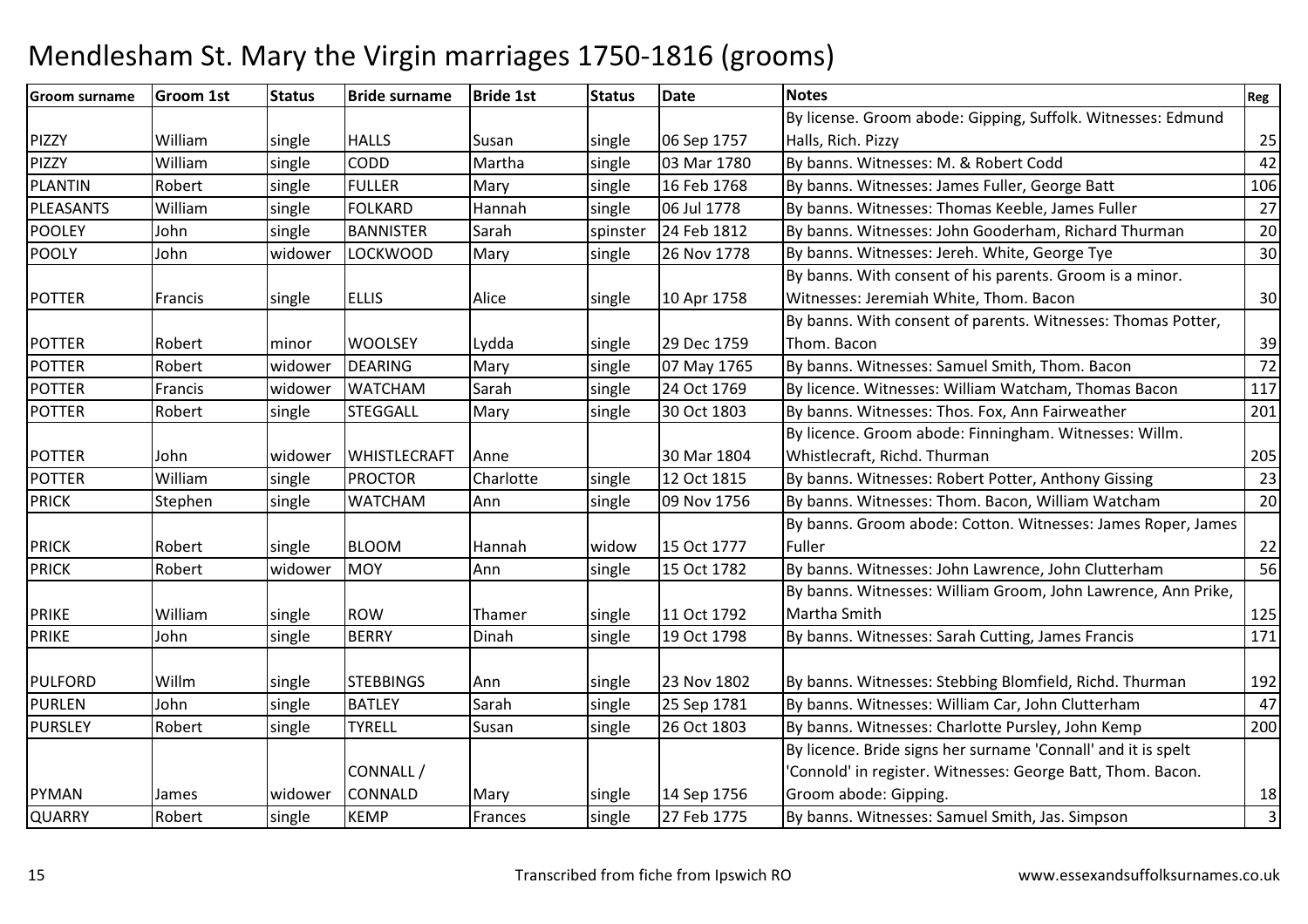# Mendlesham St. Mary the Virgin marriages 1750-1816 (grooms)

| Groom surname | Groom 1st | Status | Bride surname | Bride 1st | Status | Date | Notes | Reg |
|---|---|---|---|---|---|---|---|---|
| PIZZY | William | single | HALLS | Susan | single | 06 Sep 1757 | By license. Groom abode: Gipping, Suffolk. Witnesses: Edmund Halls, Rich. Pizzy | 25 |
| PIZZY | William | single | CODD | Martha | single | 03 Mar 1780 | By banns. Witnesses: M. & Robert Codd | 42 |
| PLANTIN | Robert | single | FULLER | Mary | single | 16 Feb 1768 | By banns. Witnesses: James Fuller, George Batt | 106 |
| PLEASANTS | William | single | FOLKARD | Hannah | single | 06 Jul 1778 | By banns. Witnesses: Thomas Keeble, James Fuller | 27 |
| POOLEY | John | single | BANNISTER | Sarah | spinster | 24 Feb 1812 | By banns. Witnesses: John Gooderham, Richard Thurman | 20 |
| POOLY | John | widower | LOCKWOOD | Mary | single | 26 Nov 1778 | By banns. Witnesses: Jereh. White, George Tye | 30 |
| POTTER | Francis | single | ELLIS | Alice | single | 10 Apr 1758 | By banns. With consent of his parents. Groom is a minor. Witnesses: Jeremiah White, Thom. Bacon | 30 |
| POTTER | Robert | minor | WOOLSEY | Lydda | single | 29 Dec 1759 | By banns. With consent of parents. Witnesses: Thomas Potter, Thom. Bacon | 39 |
| POTTER | Robert | widower | DEARING | Mary | single | 07 May 1765 | By banns. Witnesses: Samuel Smith, Thom. Bacon | 72 |
| POTTER | Francis | widower | WATCHAM | Sarah | single | 24 Oct 1769 | By licence. Witnesses: William Watcham, Thomas Bacon | 117 |
| POTTER | Robert | single | STEGGALL | Mary | single | 30 Oct 1803 | By banns. Witnesses: Thos. Fox, Ann Fairweather | 201 |
| POTTER | John | widower | WHISTLECRAFT | Anne | | 30 Mar 1804 | By licence. Groom abode: Finningham. Witnesses: Willm. Whistlecraft, Richd. Thurman | 205 |
| POTTER | William | single | PROCTOR | Charlotte | single | 12 Oct 1815 | By banns. Witnesses: Robert Potter, Anthony Gissing | 23 |
| PRICK | Stephen | single | WATCHAM | Ann | single | 09 Nov 1756 | By banns. Witnesses: Thom. Bacon, William Watcham | 20 |
| PRICK | Robert | single | BLOOM | Hannah | widow | 15 Oct 1777 | By banns. Groom abode: Cotton. Witnesses: James Roper, James Fuller | 22 |
| PRICK | Robert | widower | MOY | Ann | single | 15 Oct 1782 | By banns. Witnesses: John Lawrence, John Clutterham | 56 |
| PRIKE | William | single | ROW | Thamer | single | 11 Oct 1792 | By banns. Witnesses: William Groom, John Lawrence, Ann Prike, Martha Smith | 125 |
| PRIKE | John | single | BERRY | Dinah | single | 19 Oct 1798 | By banns. Witnesses: Sarah Cutting, James Francis | 171 |
| PULFORD | Willm | single | STEBBINGS | Ann | single | 23 Nov 1802 | By banns. Witnesses: Stebbing Blomfield, Richd. Thurman | 192 |
| PURLEN | John | single | BATLEY | Sarah | single | 25 Sep 1781 | By banns. Witnesses: William Car, John Clutterham | 47 |
| PURSLEY | Robert | single | TYRELL | Susan | single | 26 Oct 1803 | By banns. Witnesses: Charlotte Pursley, John Kemp | 200 |
| PYMAN | James | widower | CONNALL / CONNALD | Mary | single | 14 Sep 1756 | By licence. Bride signs her surname 'Connall' and it is spelt 'Connold' in register. Witnesses: George Batt, Thom. Bacon. Groom abode: Gipping. | 18 |
| QUARRY | Robert | single | KEMP | Frances | single | 27 Feb 1775 | By banns. Witnesses: Samuel Smith, Jas. Simpson | 3 |

Transcribed from fiche from Ipswich RO www.essexandsuffolksurnames.co.uk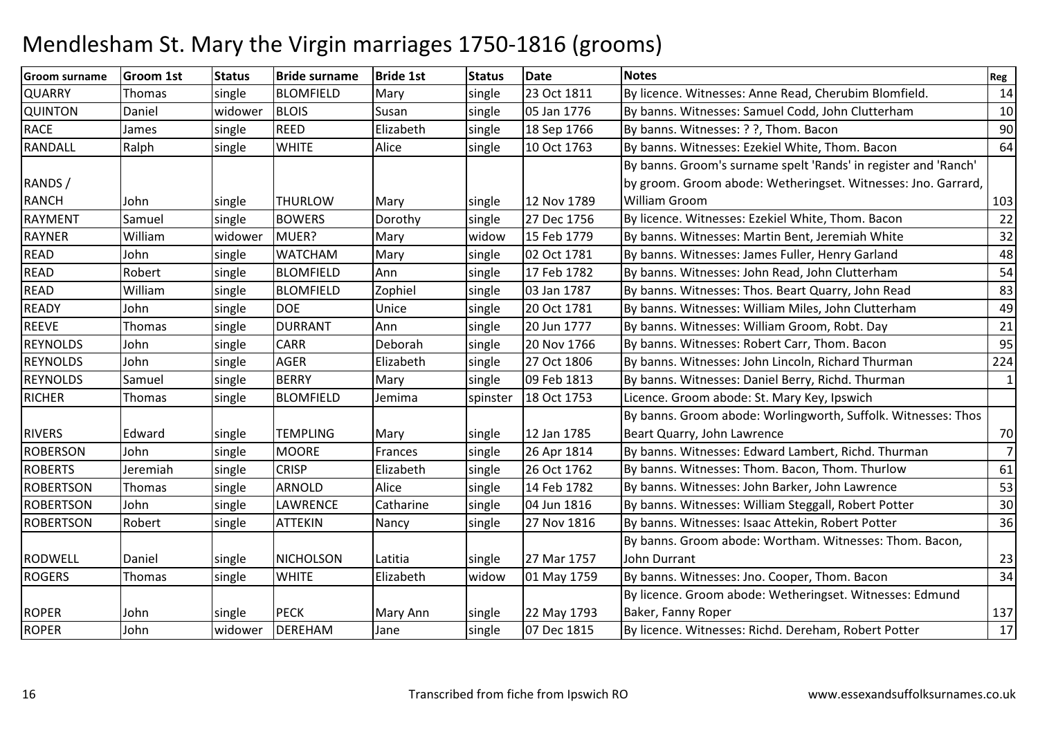# Mendlesham St. Mary the Virgin marriages 1750-1816 (grooms)

| Groom surname | Groom 1st | Status | Bride surname | Bride 1st | Status | Date | Notes | Reg |
|---|---|---|---|---|---|---|---|---|
| QUARRY | Thomas | single | BLOMFIELD | Mary | single | 23 Oct 1811 | By licence. Witnesses: Anne Read, Cherubim Blomfield. | 14 |
| QUINTON | Daniel | widower | BLOIS | Susan | single | 05 Jan 1776 | By banns. Witnesses: Samuel Codd, John Clutterham | 10 |
| RACE | James | single | REED | Elizabeth | single | 18 Sep 1766 | By banns. Witnesses: ? ?, Thom. Bacon | 90 |
| RANDALL | Ralph | single | WHITE | Alice | single | 10 Oct 1763 | By banns. Witnesses: Ezekiel White, Thom. Bacon | 64 |
| RANDS / RANCH | John | single | THURLOW | Mary | single | 12 Nov 1789 | By banns. Groom's surname spelt 'Rands' in register and 'Ranch' by groom. Groom abode: Wetheringset. Witnesses: Jno. Garrard, William Groom | 103 |
| RAYMENT | Samuel | single | BOWERS | Dorothy | single | 27 Dec 1756 | By licence. Witnesses: Ezekiel White, Thom. Bacon | 22 |
| RAYNER | William | widower | MUER? | Mary | widow | 15 Feb 1779 | By banns. Witnesses: Martin Bent, Jeremiah White | 32 |
| READ | John | single | WATCHAM | Mary | single | 02 Oct 1781 | By banns. Witnesses: James Fuller, Henry Garland | 48 |
| READ | Robert | single | BLOMFIELD | Ann | single | 17 Feb 1782 | By banns. Witnesses: John Read, John Clutterham | 54 |
| READ | William | single | BLOMFIELD | Zophiel | single | 03 Jan 1787 | By banns. Witnesses: Thos. Beart Quarry, John Read | 83 |
| READY | John | single | DOE | Unice | single | 20 Oct 1781 | By banns. Witnesses: William Miles, John Clutterham | 49 |
| REEVE | Thomas | single | DURRANT | Ann | single | 20 Jun 1777 | By banns. Witnesses: William Groom, Robt. Day | 21 |
| REYNOLDS | John | single | CARR | Deborah | single | 20 Nov 1766 | By banns. Witnesses: Robert Carr, Thom. Bacon | 95 |
| REYNOLDS | John | single | AGER | Elizabeth | single | 27 Oct 1806 | By banns. Witnesses: John Lincoln, Richard Thurman | 224 |
| REYNOLDS | Samuel | single | BERRY | Mary | single | 09 Feb 1813 | By banns. Witnesses: Daniel Berry, Richd. Thurman | 1 |
| RICHER | Thomas | single | BLOMFIELD | Jemima | spinster | 18 Oct 1753 | Licence. Groom abode: St. Mary Key, Ipswich | |
| RIVERS | Edward | single | TEMPLING | Mary | single | 12 Jan 1785 | By banns. Groom abode: Worlingworth, Suffolk. Witnesses: Thos Beart Quarry, John Lawrence | 70 |
| ROBERSON | John | single | MOORE | Frances | single | 26 Apr 1814 | By banns. Witnesses: Edward Lambert, Richd. Thurman | 7 |
| ROBERTS | Jeremiah | single | CRISP | Elizabeth | single | 26 Oct 1762 | By banns. Witnesses: Thom. Bacon, Thom. Thurlow | 61 |
| ROBERTSON | Thomas | single | ARNOLD | Alice | single | 14 Feb 1782 | By banns. Witnesses: John Barker, John Lawrence | 53 |
| ROBERTSON | John | single | LAWRENCE | Catharine | single | 04 Jun 1816 | By banns. Witnesses: William Steggall, Robert Potter | 30 |
| ROBERTSON | Robert | single | ATTEKIN | Nancy | single | 27 Nov 1816 | By banns. Witnesses: Isaac Attekin, Robert Potter | 36 |
| RODWELL | Daniel | single | NICHOLSON | Latitia | single | 27 Mar 1757 | By banns. Groom abode: Wortham. Witnesses: Thom. Bacon, John Durrant | 23 |
| ROGERS | Thomas | single | WHITE | Elizabeth | widow | 01 May 1759 | By banns. Witnesses: Jno. Cooper, Thom. Bacon | 34 |
| ROPER | John | single | PECK | Mary Ann | single | 22 May 1793 | By licence. Groom abode: Wetheringset. Witnesses: Edmund Baker, Fanny Roper | 137 |
| ROPER | John | widower | DEREHAM | Jane | single | 07 Dec 1815 | By licence. Witnesses: Richd. Dereham, Robert Potter | 17 |

Transcribed from fiche from Ipswich RO

www.essexandsuffolksurnames.co.uk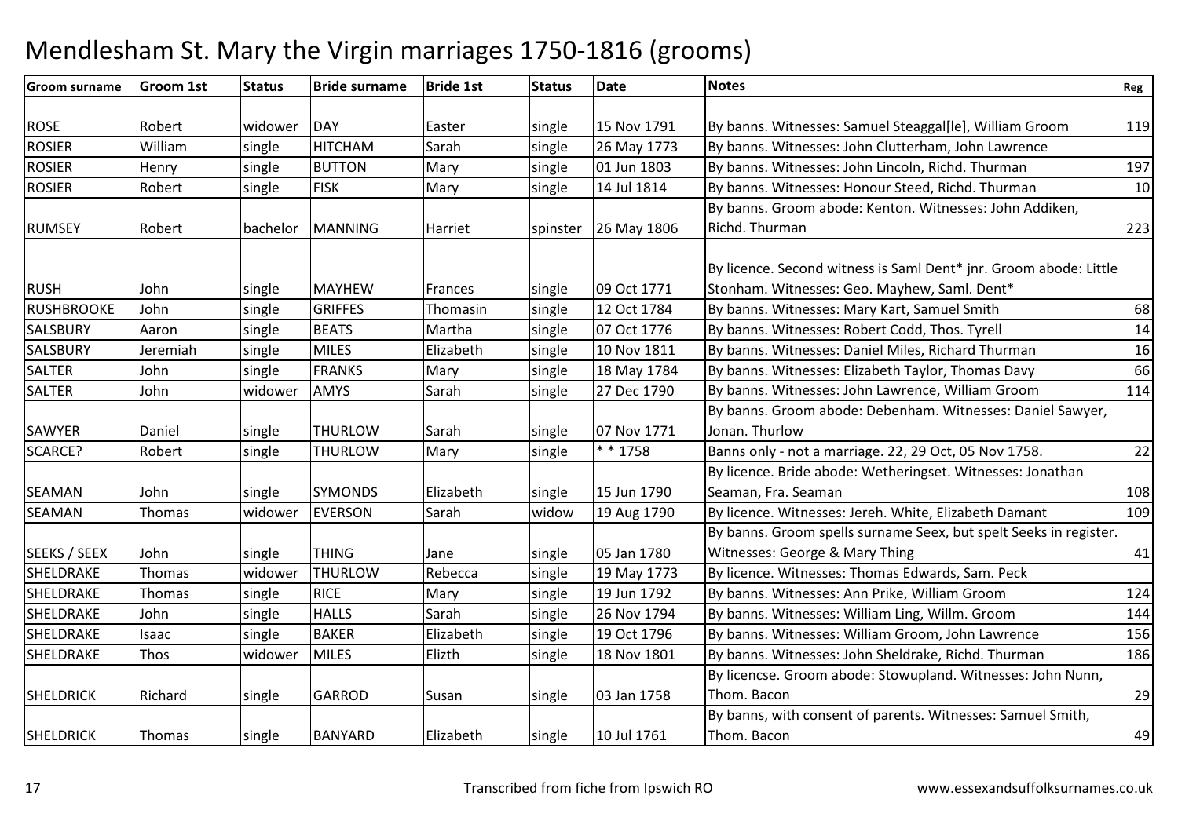# Mendlesham St. Mary the Virgin marriages 1750-1816 (grooms)

| Groom surname | Groom 1st | Status | Bride surname | Bride 1st | Status | Date | Notes | Reg |
|---|---|---|---|---|---|---|---|---|
| ROSE | Robert | widower | DAY | Easter | single | 15 Nov 1791 | By banns. Witnesses: Samuel Steaggal[le], William Groom | 119 |
| ROSIER | William | single | HITCHAM | Sarah | single | 26 May 1773 | By banns. Witnesses: John Clutterham, John Lawrence | |
| ROSIER | Henry | single | BUTTON | Mary | single | 01 Jun 1803 | By banns. Witnesses: John Lincoln, Richd. Thurman | 197 |
| ROSIER | Robert | single | FISK | Mary | single | 14 Jul 1814 | By banns. Witnesses: Honour Steed, Richd. Thurman | 10 |
| RUMSEY | Robert | bachelor | MANNING | Harriet | spinster | 26 May 1806 | By banns. Groom abode: Kenton. Witnesses: John Addiken, Richd. Thurman | 223 |
| RUSH | John | single | MAYHEW | Frances | single | 09 Oct 1771 | By licence. Second witness is Saml Dent* jnr. Groom abode: Little Stonham. Witnesses: Geo. Mayhew, Saml. Dent* | |
| RUSHBROOKE | John | single | GRIFFES | Thomasin | single | 12 Oct 1784 | By banns. Witnesses: Mary Kart, Samuel Smith | 68 |
| SALSBURY | Aaron | single | BEATS | Martha | single | 07 Oct 1776 | By banns. Witnesses: Robert Codd, Thos. Tyrell | 14 |
| SALSBURY | Jeremiah | single | MILES | Elizabeth | single | 10 Nov 1811 | By banns. Witnesses: Daniel Miles, Richard Thurman | 16 |
| SALTER | John | single | FRANKS | Mary | single | 18 May 1784 | By banns. Witnesses: Elizabeth Taylor, Thomas Davy | 66 |
| SALTER | John | widower | AMYS | Sarah | single | 27 Dec 1790 | By banns. Witnesses: John Lawrence, William Groom | 114 |
| SAWYER | Daniel | single | THURLOW | Sarah | single | 07 Nov 1771 | By banns. Groom abode: Debenham. Witnesses: Daniel Sawyer, Jonan. Thurlow | |
| SCARCE? | Robert | single | THURLOW | Mary | single | * * 1758 | Banns only - not a marriage. 22, 29 Oct, 05 Nov 1758. | 22 |
| SEAMAN | John | single | SYMONDS | Elizabeth | single | 15 Jun 1790 | By licence. Bride abode: Wetheringset. Witnesses: Jonathan Seaman, Fra. Seaman | 108 |
| SEAMAN | Thomas | widower | EVERSON | Sarah | widow | 19 Aug 1790 | By licence. Witnesses: Jereh. White, Elizabeth Damant | 109 |
| SEEKS / SEEX | John | single | THING | Jane | single | 05 Jan 1780 | By banns. Groom spells surname Seex, but spelt Seeks in register. Witnesses: George & Mary Thing | 41 |
| SHELDRAKE | Thomas | widower | THURLOW | Rebecca | single | 19 May 1773 | By licence. Witnesses: Thomas Edwards, Sam. Peck | |
| SHELDRAKE | Thomas | single | RICE | Mary | single | 19 Jun 1792 | By banns. Witnesses: Ann Prike, William Groom | 124 |
| SHELDRAKE | John | single | HALLS | Sarah | single | 26 Nov 1794 | By banns. Witnesses: William Ling, Willm. Groom | 144 |
| SHELDRAKE | Isaac | single | BAKER | Elizabeth | single | 19 Oct 1796 | By banns. Witnesses: William Groom, John Lawrence | 156 |
| SHELDRAKE | Thos | widower | MILES | Elizth | single | 18 Nov 1801 | By banns. Witnesses: John Sheldrake, Richd. Thurman | 186 |
| SHELDRICK | Richard | single | GARROD | Susan | single | 03 Jan 1758 | By licencse. Groom abode: Stowupland. Witnesses: John Nunn, Thom. Bacon | 29 |
| SHELDRICK | Thomas | single | BANYARD | Elizabeth | single | 10 Jul 1761 | By banns, with consent of parents. Witnesses: Samuel Smith, Thom. Bacon | 49 |

Transcribed from fiche from Ipswich RO — www.essexandsuffolksurnames.co.uk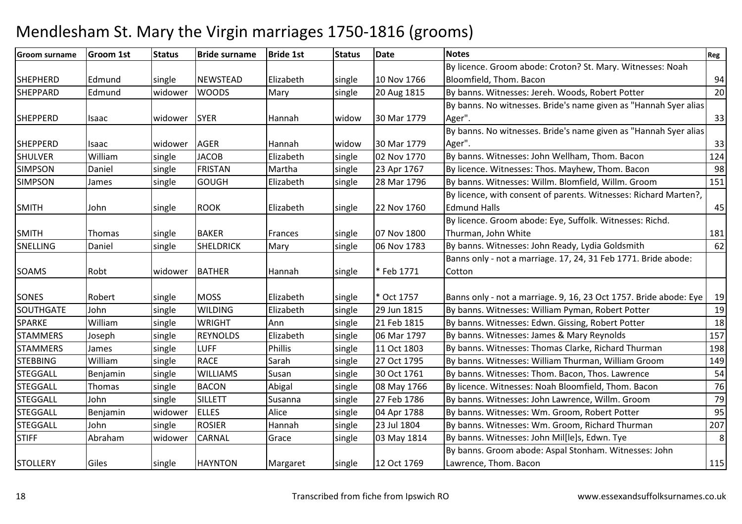# Mendlesham St. Mary the Virgin marriages 1750-1816 (grooms)

| Groom surname | Groom 1st | Status | Bride surname | Bride 1st | Status | Date | Notes | Reg |
|---|---|---|---|---|---|---|---|---|
| SHEPHERD | Edmund | single | NEWSTEAD | Elizabeth | single | 10 Nov 1766 | By licence. Groom abode: Croton? St. Mary. Witnesses: Noah Bloomfield, Thom. Bacon | 94 |
| SHEPPARD | Edmund | widower | WOODS | Mary | single | 20 Aug 1815 | By banns. Witnesses: Jereh. Woods, Robert Potter | 20 |
| SHEPPERD | Isaac | widower | SYER | Hannah | widow | 30 Mar 1779 | By banns. No witnesses. Bride's name given as "Hannah Syer alias Ager". | 33 |
| SHEPPERD | Isaac | widower | AGER | Hannah | widow | 30 Mar 1779 | By banns. No witnesses. Bride's name given as "Hannah Syer alias Ager". | 33 |
| SHULVER | William | single | JACOB | Elizabeth | single | 02 Nov 1770 | By banns. Witnesses: John Wellham, Thom. Bacon | 124 |
| SIMPSON | Daniel | single | FRISTAN | Martha | single | 23 Apr 1767 | By licence. Witnesses: Thos. Mayhew, Thom. Bacon | 98 |
| SIMPSON | James | single | GOUGH | Elizabeth | single | 28 Mar 1796 | By banns. Witnesses: Willm. Blomfield, Willm. Groom | 151 |
| SMITH | John | single | ROOK | Elizabeth | single | 22 Nov 1760 | By licence, with consent of parents. Witnesses: Richard Marten?, Edmund Halls | 45 |
| SMITH | Thomas | single | BAKER | Frances | single | 07 Nov 1800 | By licence. Groom abode: Eye, Suffolk. Witnesses: Richd. Thurman, John White | 181 |
| SNELLING | Daniel | single | SHELDRICK | Mary | single | 06 Nov 1783 | By banns. Witnesses: John Ready, Lydia Goldsmith | 62 |
| SOAMS | Robt | widower | BATHER | Hannah | single | * Feb 1771 | Banns only - not a marriage. 17, 24, 31 Feb 1771. Bride abode: Cotton | |
| SONES | Robert | single | MOSS | Elizabeth | single | * Oct 1757 | Banns only - not a marriage. 9, 16, 23 Oct 1757. Bride abode: Eye | 19 |
| SOUTHGATE | John | single | WILDING | Elizabeth | single | 29 Jun 1815 | By banns. Witnesses: William Pyman, Robert Potter | 19 |
| SPARKE | William | single | WRIGHT | Ann | single | 21 Feb 1815 | By banns. Witnesses: Edwn. Gissing, Robert Potter | 18 |
| STAMMERS | Joseph | single | REYNOLDS | Elizabeth | single | 06 Mar 1797 | By banns. Witnesses: James & Mary Reynolds | 157 |
| STAMMERS | James | single | LUFF | Phillis | single | 11 Oct 1803 | By banns. Witnesses: Thomas Clarke, Richard Thurman | 198 |
| STEBBING | William | single | RACE | Sarah | single | 27 Oct 1795 | By banns. Witnesses: William Thurman, William Groom | 149 |
| STEGGALL | Benjamin | single | WILLIAMS | Susan | single | 30 Oct 1761 | By banns. Witnesses: Thom. Bacon, Thos. Lawrence | 54 |
| STEGGALL | Thomas | single | BACON | Abigal | single | 08 May 1766 | By licence. Witnesses: Noah Bloomfield, Thom. Bacon | 76 |
| STEGGALL | John | single | SILLETT | Susanna | single | 27 Feb 1786 | By banns. Witnesses: John Lawrence, Willm. Groom | 79 |
| STEGGALL | Benjamin | widower | ELLES | Alice | single | 04 Apr 1788 | By banns. Witnesses: Wm. Groom, Robert Potter | 95 |
| STEGGALL | John | single | ROSIER | Hannah | single | 23 Jul 1804 | By banns. Witnesses: Wm. Groom, Richard Thurman | 207 |
| STIFF | Abraham | widower | CARNAL | Grace | single | 03 May 1814 | By banns. Witnesses: John Mil[le]s, Edwn. Tye | 8 |
| STOLLERY | Giles | single | HAYNTON | Margaret | single | 12 Oct 1769 | By banns. Groom abode: Aspal Stonham. Witnesses: John Lawrence, Thom. Bacon | 115 |

Transcribed from fiche from Ipswich RO

www.essexandsuffolksurnames.co.uk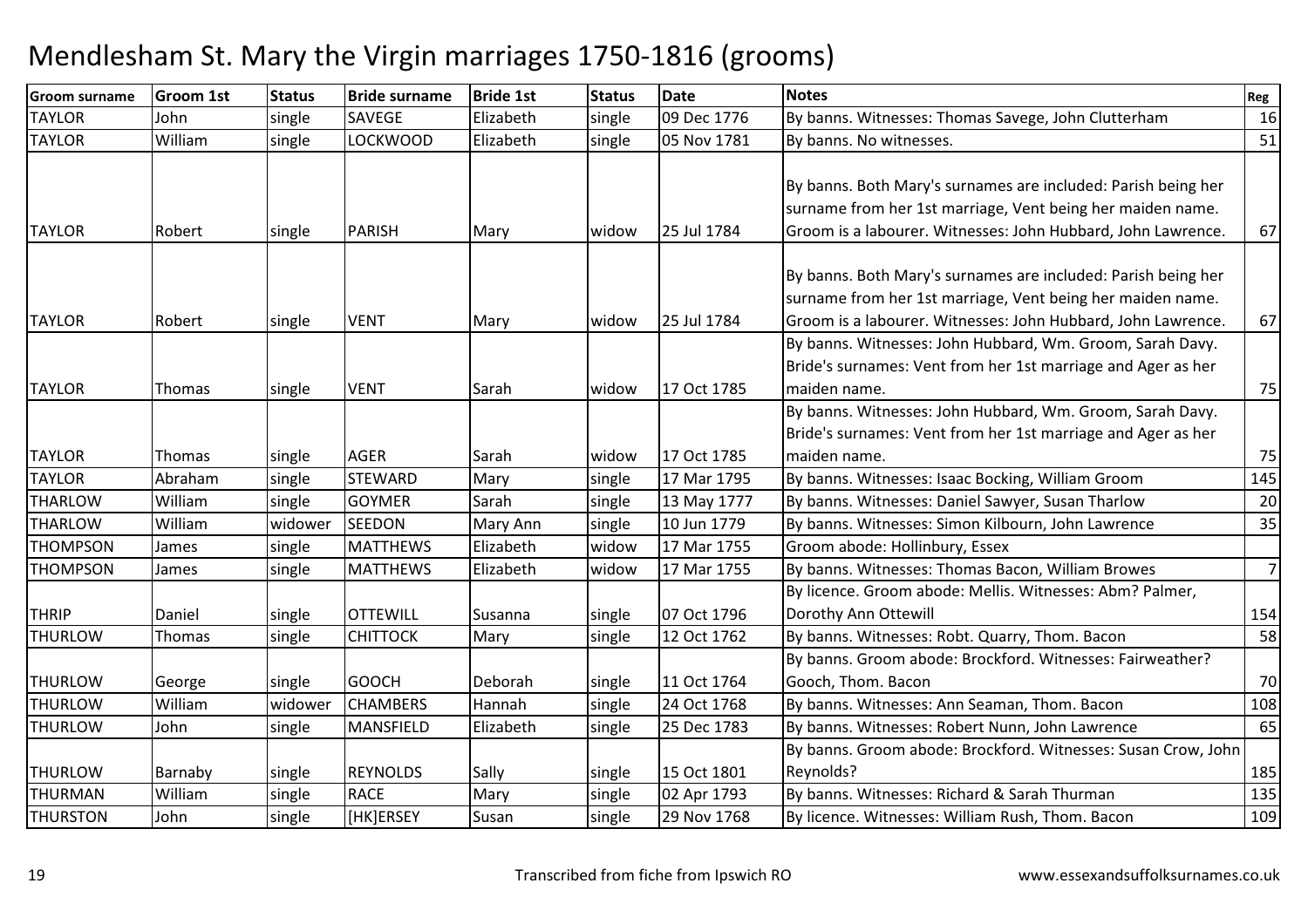# Mendlesham St. Mary the Virgin marriages 1750-1816 (grooms)

| Groom surname | Groom 1st | Status | Bride surname | Bride 1st | Status | Date | Notes | Reg |
|---|---|---|---|---|---|---|---|---|
| TAYLOR | John | single | SAVEGE | Elizabeth | single | 09 Dec 1776 | By banns. Witnesses: Thomas Savege, John Clutterham | 16 |
| TAYLOR | William | single | LOCKWOOD | Elizabeth | single | 05 Nov 1781 | By banns. No witnesses. | 51 |
| TAYLOR | Robert | single | PARISH | Mary | widow | 25 Jul 1784 | By banns. Both Mary's surnames are included: Parish being her surname from her 1st marriage, Vent being her maiden name. Groom is a labourer. Witnesses: John Hubbard, John Lawrence. | 67 |
| TAYLOR | Robert | single | VENT | Mary | widow | 25 Jul 1784 | By banns. Both Mary's surnames are included: Parish being her surname from her 1st marriage, Vent being her maiden name. Groom is a labourer. Witnesses: John Hubbard, John Lawrence. | 67 |
| TAYLOR | Thomas | single | VENT | Sarah | widow | 17 Oct 1785 | By banns. Witnesses: John Hubbard, Wm. Groom, Sarah Davy. Bride's surnames: Vent from her 1st marriage and Ager as her maiden name. | 75 |
| TAYLOR | Thomas | single | AGER | Sarah | widow | 17 Oct 1785 | By banns. Witnesses: John Hubbard, Wm. Groom, Sarah Davy. Bride's surnames: Vent from her 1st marriage and Ager as her maiden name. | 75 |
| TAYLOR | Abraham | single | STEWARD | Mary | single | 17 Mar 1795 | By banns. Witnesses: Isaac Bocking, William Groom | 145 |
| THARLOW | William | single | GOYMER | Sarah | single | 13 May 1777 | By banns. Witnesses: Daniel Sawyer, Susan Tharlow | 20 |
| THARLOW | William | widower | SEEDON | Mary Ann | single | 10 Jun 1779 | By banns. Witnesses: Simon Kilbourn, John Lawrence | 35 |
| THOMPSON | James | single | MATTHEWS | Elizabeth | widow | 17 Mar 1755 | Groom abode: Hollinbury, Essex | |
| THOMPSON | James | single | MATTHEWS | Elizabeth | widow | 17 Mar 1755 | By banns. Witnesses: Thomas Bacon, William Browes | 7 |
| THRIP | Daniel | single | OTTEWILL | Susanna | single | 07 Oct 1796 | By licence. Groom abode: Mellis. Witnesses: Abm? Palmer, Dorothy Ann Ottewill | 154 |
| THURLOW | Thomas | single | CHITTOCK | Mary | single | 12 Oct 1762 | By banns. Witnesses: Robt. Quarry, Thom. Bacon | 58 |
| THURLOW | George | single | GOOCH | Deborah | single | 11 Oct 1764 | By banns. Groom abode: Brockford. Witnesses: Fairweather? Gooch, Thom. Bacon | 70 |
| THURLOW | William | widower | CHAMBERS | Hannah | single | 24 Oct 1768 | By banns. Witnesses: Ann Seaman, Thom. Bacon | 108 |
| THURLOW | John | single | MANSFIELD | Elizabeth | single | 25 Dec 1783 | By banns. Witnesses: Robert Nunn, John Lawrence | 65 |
| THURLOW | Barnaby | single | REYNOLDS | Sally | single | 15 Oct 1801 | By banns. Groom abode: Brockford. Witnesses: Susan Crow, John Reynolds? | 185 |
| THURMAN | William | single | RACE | Mary | single | 02 Apr 1793 | By banns. Witnesses: Richard & Sarah Thurman | 135 |
| THURSTON | John | single | [HK]ERSEY | Susan | single | 29 Nov 1768 | By licence. Witnesses: William Rush, Thom. Bacon | 109 |

Transcribed from fiche from Ipswich RO www.essexandsuffolksurnames.co.uk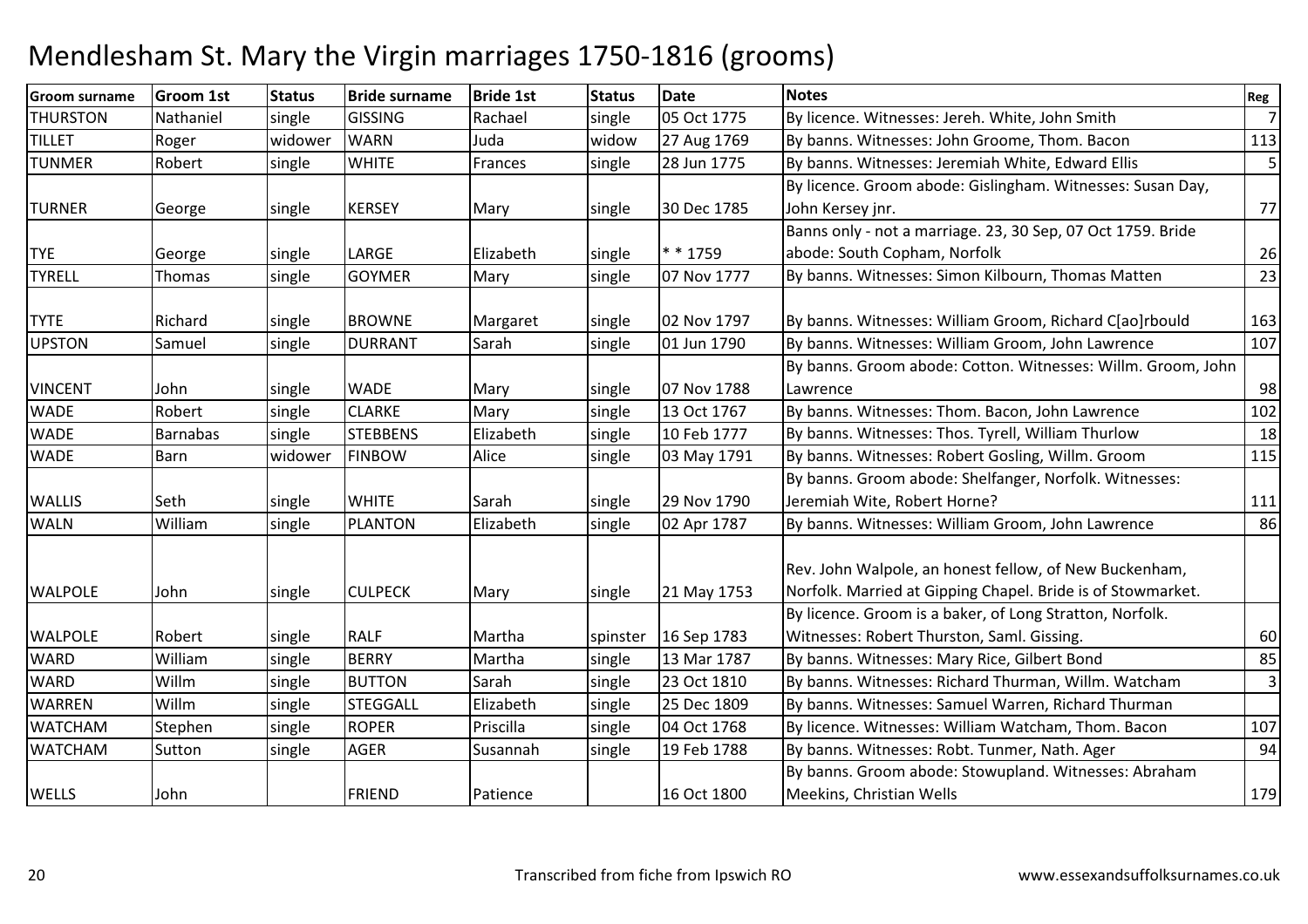# Mendlesham St. Mary the Virgin marriages 1750-1816 (grooms)

| Groom surname | Groom 1st | Status | Bride surname | Bride 1st | Status | Date | Notes | Reg |
|---|---|---|---|---|---|---|---|---|
| THURSTON | Nathaniel | single | GISSING | Rachael | single | 05 Oct 1775 | By licence. Witnesses: Jereh. White, John Smith | 7 |
| TILLET | Roger | widower | WARN | Juda | widow | 27 Aug 1769 | By banns. Witnesses: John Groome, Thom. Bacon | 113 |
| TUNMER | Robert | single | WHITE | Frances | single | 28 Jun 1775 | By banns. Witnesses: Jeremiah White, Edward Ellis | 5 |
| TURNER | George | single | KERSEY | Mary | single | 30 Dec 1785 | By licence. Groom abode: Gislingham. Witnesses: Susan Day, John Kersey jnr. | 77 |
| TYE | George | single | LARGE | Elizabeth | single | * * 1759 | Banns only - not a marriage. 23, 30 Sep, 07 Oct 1759. Bride abode: South Copham, Norfolk | 26 |
| TYRELL | Thomas | single | GOYMER | Mary | single | 07 Nov 1777 | By banns. Witnesses: Simon Kilbourn, Thomas Matten | 23 |
| TYTE | Richard | single | BROWNE | Margaret | single | 02 Nov 1797 | By banns. Witnesses: William Groom, Richard C[ao]rbould | 163 |
| UPSTON | Samuel | single | DURRANT | Sarah | single | 01 Jun 1790 | By banns. Witnesses: William Groom, John Lawrence | 107 |
| VINCENT | John | single | WADE | Mary | single | 07 Nov 1788 | By banns. Groom abode: Cotton. Witnesses: Willm. Groom, John Lawrence | 98 |
| WADE | Robert | single | CLARKE | Mary | single | 13 Oct 1767 | By banns. Witnesses: Thom. Bacon, John Lawrence | 102 |
| WADE | Barnabas | single | STEBBENS | Elizabeth | single | 10 Feb 1777 | By banns. Witnesses: Thos. Tyrell, William Thurlow | 18 |
| WADE | Barn | widower | FINBOW | Alice | single | 03 May 1791 | By banns. Witnesses: Robert Gosling, Willm. Groom | 115 |
| WALLIS | Seth | single | WHITE | Sarah | single | 29 Nov 1790 | By banns. Groom abode: Shelfanger, Norfolk. Witnesses: Jeremiah Wite, Robert Horne? | 111 |
| WALN | William | single | PLANTON | Elizabeth | single | 02 Apr 1787 | By banns. Witnesses: William Groom, John Lawrence | 86 |
| WALPOLE | John | single | CULPECK | Mary | single | 21 May 1753 | Rev. John Walpole, an honest fellow, of New Buckenham, Norfolk. Married at Gipping Chapel. Bride is of Stowmarket. | |
| WALPOLE | Robert | single | RALF | Martha | spinster | 16 Sep 1783 | By licence. Groom is a baker, of Long Stratton, Norfolk. Witnesses: Robert Thurston, Saml. Gissing. | 60 |
| WARD | William | single | BERRY | Martha | single | 13 Mar 1787 | By banns. Witnesses: Mary Rice, Gilbert Bond | 85 |
| WARD | Willm | single | BUTTON | Sarah | single | 23 Oct 1810 | By banns. Witnesses: Richard Thurman, Willm. Watcham | 3 |
| WARREN | Willm | single | STEGGALL | Elizabeth | single | 25 Dec 1809 | By banns. Witnesses: Samuel Warren, Richard Thurman | |
| WATCHAM | Stephen | single | ROPER | Priscilla | single | 04 Oct 1768 | By licence. Witnesses: William Watcham, Thom. Bacon | 107 |
| WATCHAM | Sutton | single | AGER | Susannah | single | 19 Feb 1788 | By banns. Witnesses: Robt. Tunmer, Nath. Ager | 94 |
| WELLS | John | | FRIEND | Patience | | 16 Oct 1800 | By banns. Groom abode: Stowupland. Witnesses: Abraham Meekins, Christian Wells | 179 |

Transcribed from fiche from Ipswich RO www.essexandsuffolksurnames.co.uk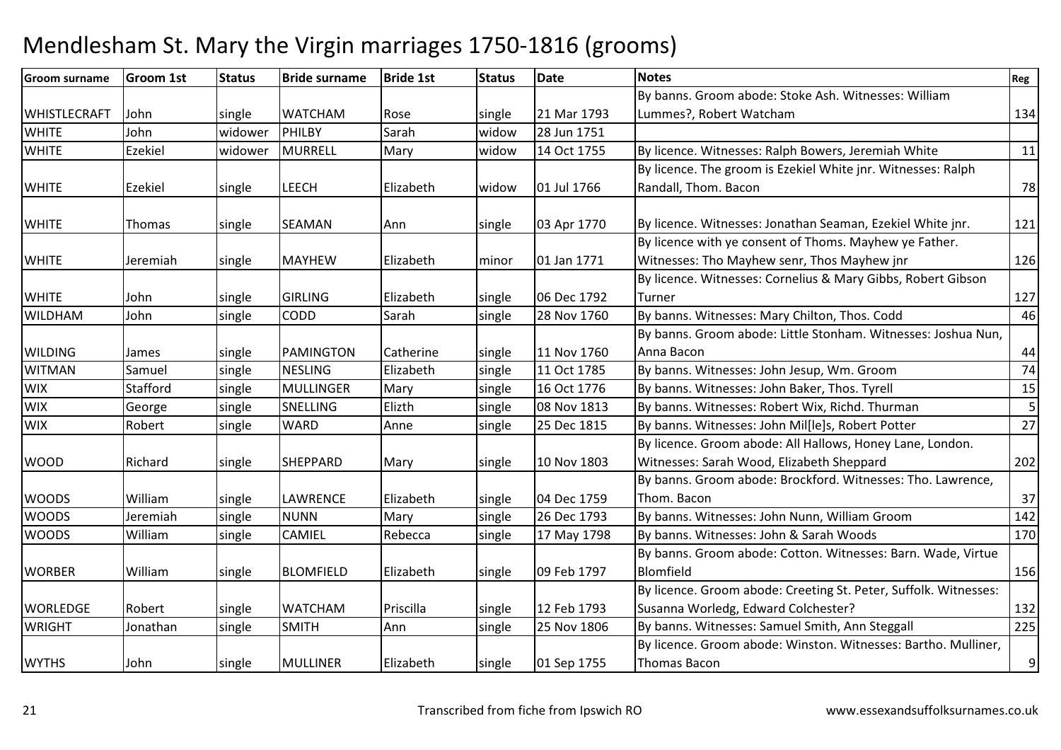# Mendlesham St. Mary the Virgin marriages 1750-1816 (grooms)

| Groom surname | Groom 1st | Status | Bride surname | Bride 1st | Status | Date | Notes | Reg |
|---|---|---|---|---|---|---|---|---|
| WHISTLECRAFT | John | single | WATCHAM | Rose | single | 21 Mar 1793 | By banns. Groom abode: Stoke Ash. Witnesses: William Lummes?, Robert Watcham | 134 |
| WHITE | John | widower | PHILBY | Sarah | widow | 28 Jun 1751 | | |
| WHITE | Ezekiel | widower | MURRELL | Mary | widow | 14 Oct 1755 | By licence. Witnesses: Ralph Bowers, Jeremiah White | 11 |
| WHITE | Ezekiel | single | LEECH | Elizabeth | widow | 01 Jul 1766 | By licence. The groom is Ezekiel White jnr. Witnesses: Ralph Randall, Thom. Bacon | 78 |
| WHITE | Thomas | single | SEAMAN | Ann | single | 03 Apr 1770 | By licence. Witnesses: Jonathan Seaman, Ezekiel White jnr. | 121 |
| WHITE | Jeremiah | single | MAYHEW | Elizabeth | minor | 01 Jan 1771 | By licence with ye consent of Thoms. Mayhew ye Father. Witnesses: Tho Mayhew senr, Thos Mayhew jnr | 126 |
| WHITE | John | single | GIRLING | Elizabeth | single | 06 Dec 1792 | By licence. Witnesses: Cornelius & Mary Gibbs, Robert Gibson Turner | 127 |
| WILDHAM | John | single | CODD | Sarah | single | 28 Nov 1760 | By banns. Witnesses: Mary Chilton, Thos. Codd | 46 |
| WILDING | James | single | PAMINGTON | Catherine | single | 11 Nov 1760 | By banns. Groom abode: Little Stonham. Witnesses: Joshua Nun, Anna Bacon | 44 |
| WITMAN | Samuel | single | NESLING | Elizabeth | single | 11 Oct 1785 | By banns. Witnesses: John Jesup, Wm. Groom | 74 |
| WIX | Stafford | single | MULLINGER | Mary | single | 16 Oct 1776 | By banns. Witnesses: John Baker, Thos. Tyrell | 15 |
| WIX | George | single | SNELLING | Elizth | single | 08 Nov 1813 | By banns. Witnesses: Robert Wix, Richd. Thurman | 5 |
| WIX | Robert | single | WARD | Anne | single | 25 Dec 1815 | By banns. Witnesses: John Mil[le]s, Robert Potter | 27 |
| WOOD | Richard | single | SHEPPARD | Mary | single | 10 Nov 1803 | By licence. Groom abode: All Hallows, Honey Lane, London. Witnesses: Sarah Wood, Elizabeth Sheppard | 202 |
| WOODS | William | single | LAWRENCE | Elizabeth | single | 04 Dec 1759 | By banns. Groom abode: Brockford. Witnesses: Tho. Lawrence, Thom. Bacon | 37 |
| WOODS | Jeremiah | single | NUNN | Mary | single | 26 Dec 1793 | By banns. Witnesses: John Nunn, William Groom | 142 |
| WOODS | William | single | CAMIEL | Rebecca | single | 17 May 1798 | By banns. Witnesses: John & Sarah Woods | 170 |
| WORBER | William | single | BLOMFIELD | Elizabeth | single | 09 Feb 1797 | By banns. Groom abode: Cotton. Witnesses: Barn. Wade, Virtue Blomfield | 156 |
| WORLEDGE | Robert | single | WATCHAM | Priscilla | single | 12 Feb 1793 | By licence. Groom abode: Creeting St. Peter, Suffolk. Witnesses: Susanna Worledg, Edward Colchester? | 132 |
| WRIGHT | Jonathan | single | SMITH | Ann | single | 25 Nov 1806 | By banns. Witnesses: Samuel Smith, Ann Steggall | 225 |
| WYTHS | John | single | MULLINER | Elizabeth | single | 01 Sep 1755 | By licence. Groom abode: Winston. Witnesses: Bartho. Mulliner, Thomas Bacon | 9 |

Transcribed from fiche from Ipswich RO

www.essexandsuffolksurnames.co.uk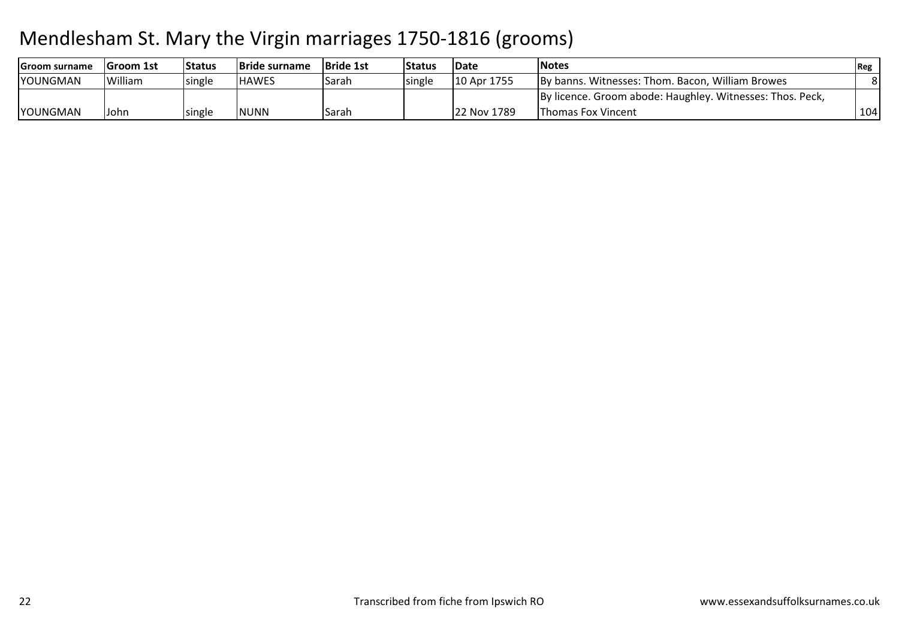# Mendlesham St. Mary the Virgin marriages 1750-1816 (grooms)

| Groom surname | Groom 1st | Status | Bride surname | Bride 1st | Status | Date | Notes | Reg |
|---|---|---|---|---|---|---|---|---|
| YOUNGMAN | William | single | HAWES | Sarah | single | 10 Apr 1755 | By banns. Witnesses: Thom. Bacon, William Browes | 8 |
| YOUNGMAN | John | single | NUNN | Sarah | | 22 Nov 1789 | By licence. Groom abode: Haughley. Witnesses: Thos. Peck, Thomas Fox Vincent | 104 |

Transcribed from fiche from Ipswich RO

www.essexandsuffolksurnames.co.uk